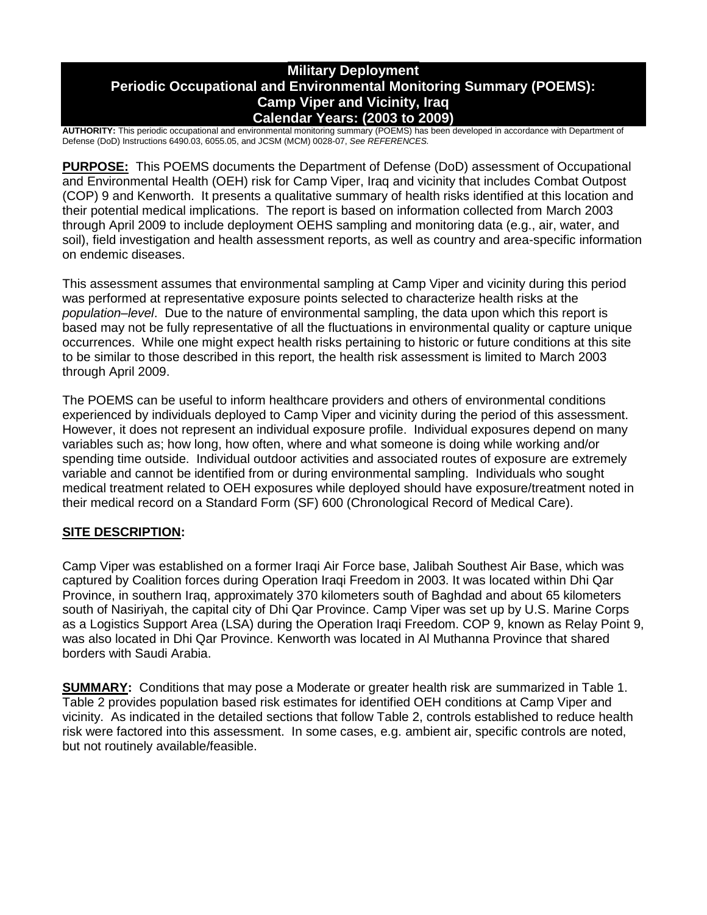# Military Deployment
# Periodic Occupational and Environmental Monitoring Summary (POEMS): Camp Viper and Vicinity, Iraq
# Calendar Years: (2003 to 2009)

**AUTHORITY:** This periodic occupational and environmental monitoring summary (POEMS) has been developed in accordance with Department of Defense (DoD) Instructions 6490.03, 6055.05, and JCSM (MCM) 0028-07, *See REFERENCES.*

**PURPOSE:** This POEMS documents the Department of Defense (DoD) assessment of Occupational and Environmental Health (OEH) risk for Camp Viper, Iraq and vicinity that includes Combat Outpost (COP) 9 and Kenworth. It presents a qualitative summary of health risks identified at this location and their potential medical implications. The report is based on information collected from March 2003 through April 2009 to include deployment OEHS sampling and monitoring data (e.g., air, water, and soil), field investigation and health assessment reports, as well as country and area-specific information on endemic diseases.

This assessment assumes that environmental sampling at Camp Viper and vicinity during this period was performed at representative exposure points selected to characterize health risks at the *population–level*. Due to the nature of environmental sampling, the data upon which this report is based may not be fully representative of all the fluctuations in environmental quality or capture unique occurrences. While one might expect health risks pertaining to historic or future conditions at this site to be similar to those described in this report, the health risk assessment is limited to March 2003 through April 2009.

The POEMS can be useful to inform healthcare providers and others of environmental conditions experienced by individuals deployed to Camp Viper and vicinity during the period of this assessment. However, it does not represent an individual exposure profile. Individual exposures depend on many variables such as; how long, how often, where and what someone is doing while working and/or spending time outside. Individual outdoor activities and associated routes of exposure are extremely variable and cannot be identified from or during environmental sampling. Individuals who sought medical treatment related to OEH exposures while deployed should have exposure/treatment noted in their medical record on a Standard Form (SF) 600 (Chronological Record of Medical Care).

**SITE DESCRIPTION:**

Camp Viper was established on a former Iraqi Air Force base, Jalibah Southest Air Base, which was captured by Coalition forces during Operation Iraqi Freedom in 2003. It was located within Dhi Qar Province, in southern Iraq, approximately 370 kilometers south of Baghdad and about 65 kilometers south of Nasiriyah, the capital city of Dhi Qar Province. Camp Viper was set up by U.S. Marine Corps as a Logistics Support Area (LSA) during the Operation Iraqi Freedom. COP 9, known as Relay Point 9, was also located in Dhi Qar Province. Kenworth was located in Al Muthanna Province that shared borders with Saudi Arabia.

**SUMMARY:** Conditions that may pose a Moderate or greater health risk are summarized in Table 1. Table 2 provides population based risk estimates for identified OEH conditions at Camp Viper and vicinity. As indicated in the detailed sections that follow Table 2, controls established to reduce health risk were factored into this assessment. In some cases, e.g. ambient air, specific controls are noted, but not routinely available/feasible.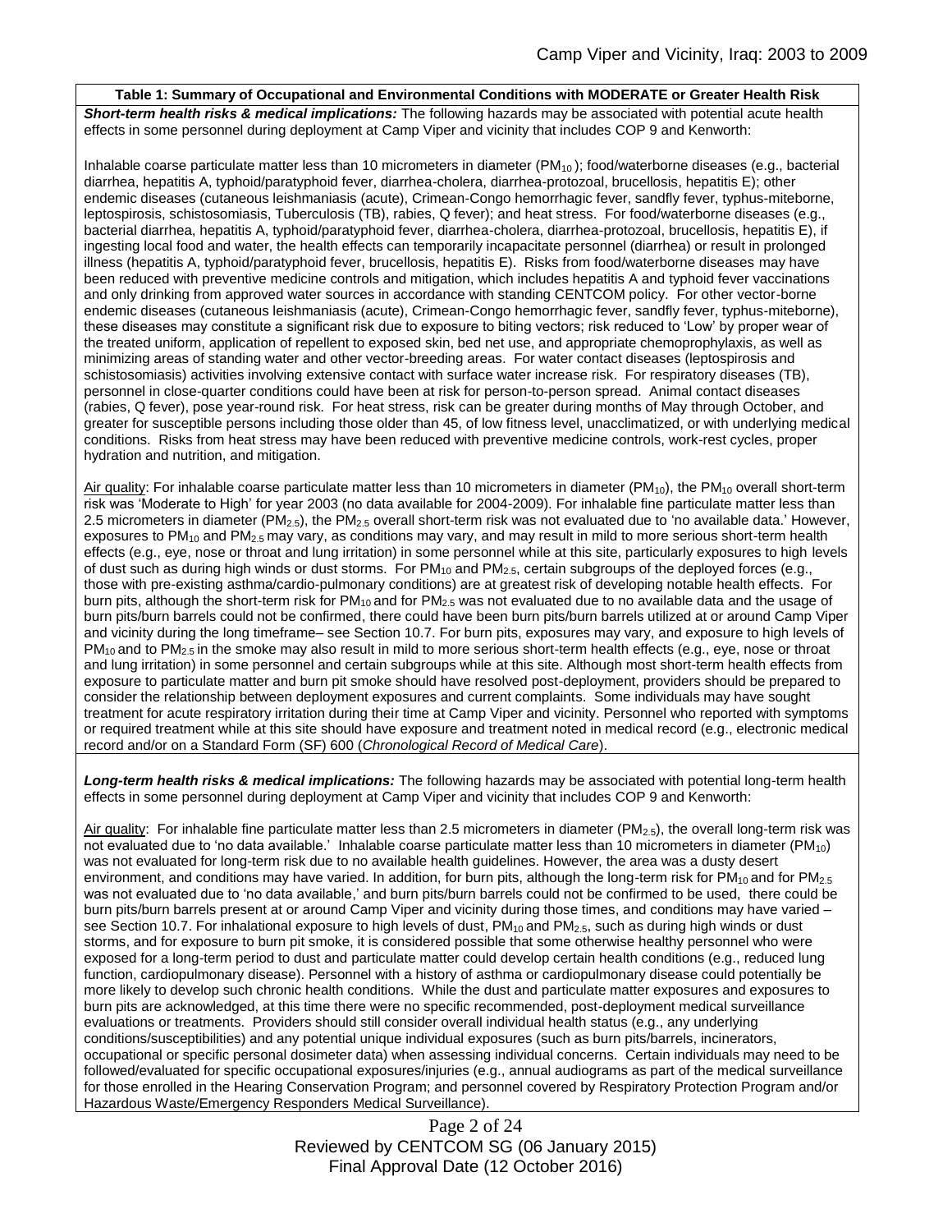**Table 1: Summary of Occupational and Environmental Conditions with MODERATE or Greater Health Risk**

***Short-term health risks & medical implications:*** The following hazards may be associated with potential acute health effects in some personnel during deployment at Camp Viper and vicinity that includes COP 9 and Kenworth:

Inhalable coarse particulate matter less than 10 micrometers in diameter ($PM_{10}$); food/waterborne diseases (e.g., bacterial diarrhea, hepatitis A, typhoid/paratyphoid fever, diarrhea-cholera, diarrhea-protozoal, brucellosis, hepatitis E); other endemic diseases (cutaneous leishmaniasis (acute), Crimean-Congo hemorrhagic fever, sandfly fever, typhus-miteborne, leptospirosis, schistosomiasis, Tuberculosis (TB), rabies, Q fever); and heat stress. For food/waterborne diseases (e.g., bacterial diarrhea, hepatitis A, typhoid/paratyphoid fever, diarrhea-cholera, diarrhea-protozoal, brucellosis, hepatitis E), if ingesting local food and water, the health effects can temporarily incapacitate personnel (diarrhea) or result in prolonged illness (hepatitis A, typhoid/paratyphoid fever, brucellosis, hepatitis E). Risks from food/waterborne diseases may have been reduced with preventive medicine controls and mitigation, which includes hepatitis A and typhoid fever vaccinations and only drinking from approved water sources in accordance with standing CENTCOM policy. For other vector-borne endemic diseases (cutaneous leishmaniasis (acute), Crimean-Congo hemorrhagic fever, sandfly fever, typhus-miteborne), these diseases may constitute a significant risk due to exposure to biting vectors; risk reduced to 'Low' by proper wear of the treated uniform, application of repellent to exposed skin, bed net use, and appropriate chemoprophylaxis, as well as minimizing areas of standing water and other vector-breeding areas. For water contact diseases (leptospirosis and schistosomiasis) activities involving extensive contact with surface water increase risk. For respiratory diseases (TB), personnel in close-quarter conditions could have been at risk for person-to-person spread. Animal contact diseases (rabies, Q fever), pose year-round risk. For heat stress, risk can be greater during months of May through October, and greater for susceptible persons including those older than 45, of low fitness level, unacclimatized, or with underlying medical conditions. Risks from heat stress may have been reduced with preventive medicine controls, work-rest cycles, proper hydration and nutrition, and mitigation.

Air quality: For inhalable coarse particulate matter less than 10 micrometers in diameter ($PM_{10}$), the $PM_{10}$ overall short-term risk was 'Moderate to High' for year 2003 (no data available for 2004-2009). For inhalable fine particulate matter less than 2.5 micrometers in diameter ($PM_{2.5}$), the $PM_{2.5}$ overall short-term risk was not evaluated due to 'no available data.' However, exposures to $PM_{10}$ and $PM_{2.5}$ may vary, as conditions may vary, and may result in mild to more serious short-term health effects (e.g., eye, nose or throat and lung irritation) in some personnel while at this site, particularly exposures to high levels of dust such as during high winds or dust storms. For $PM_{10}$ and $PM_{2.5}$, certain subgroups of the deployed forces (e.g., those with pre-existing asthma/cardio-pulmonary conditions) are at greatest risk of developing notable health effects. For burn pits, although the short-term risk for $PM_{10}$ and for $PM_{2.5}$ was not evaluated due to no available data and the usage of burn pits/burn barrels could not be confirmed, there could have been burn pits/burn barrels utilized at or around Camp Viper and vicinity during the long timeframe– see Section 10.7. For burn pits, exposures may vary, and exposure to high levels of $PM_{10}$ and to $PM_{2.5}$ in the smoke may also result in mild to more serious short-term health effects (e.g., eye, nose or throat and lung irritation) in some personnel and certain subgroups while at this site. Although most short-term health effects from exposure to particulate matter and burn pit smoke should have resolved post-deployment, providers should be prepared to consider the relationship between deployment exposures and current complaints. Some individuals may have sought treatment for acute respiratory irritation during their time at Camp Viper and vicinity. Personnel who reported with symptoms or required treatment while at this site should have exposure and treatment noted in medical record (e.g., electronic medical record and/or on a Standard Form (SF) 600 (*Chronological Record of Medical Care*).

***Long-term health risks & medical implications:*** The following hazards may be associated with potential long-term health effects in some personnel during deployment at Camp Viper and vicinity that includes COP 9 and Kenworth:

Air quality: For inhalable fine particulate matter less than 2.5 micrometers in diameter ($PM_{2.5}$), the overall long-term risk was not evaluated due to 'no data available.' Inhalable coarse particulate matter less than 10 micrometers in diameter ($PM_{10}$) was not evaluated for long-term risk due to no available health guidelines. However, the area was a dusty desert environment, and conditions may have varied. In addition, for burn pits, although the long-term risk for $PM_{10}$ and for $PM_{2.5}$ was not evaluated due to 'no data available,' and burn pits/burn barrels could not be confirmed to be used, there could be burn pits/burn barrels present at or around Camp Viper and vicinity during those times, and conditions may have varied – see Section 10.7. For inhalational exposure to high levels of dust, $PM_{10}$ and $PM_{2.5}$, such as during high winds or dust storms, and for exposure to burn pit smoke, it is considered possible that some otherwise healthy personnel who were exposed for a long-term period to dust and particulate matter could develop certain health conditions (e.g., reduced lung function, cardiopulmonary disease). Personnel with a history of asthma or cardiopulmonary disease could potentially be more likely to develop such chronic health conditions. While the dust and particulate matter exposures and exposures to burn pits are acknowledged, at this time there were no specific recommended, post-deployment medical surveillance evaluations or treatments. Providers should still consider overall individual health status (e.g., any underlying conditions/susceptibilities) and any potential unique individual exposures (such as burn pits/barrels, incinerators, occupational or specific personal dosimeter data) when assessing individual concerns. Certain individuals may need to be followed/evaluated for specific occupational exposures/injuries (e.g., annual audiograms as part of the medical surveillance for those enrolled in the Hearing Conservation Program; and personnel covered by Respiratory Protection Program and/or Hazardous Waste/Emergency Responders Medical Surveillance).

Reviewed by CENTCOM SG (06 January 2015)
Final Approval Date (12 October 2016)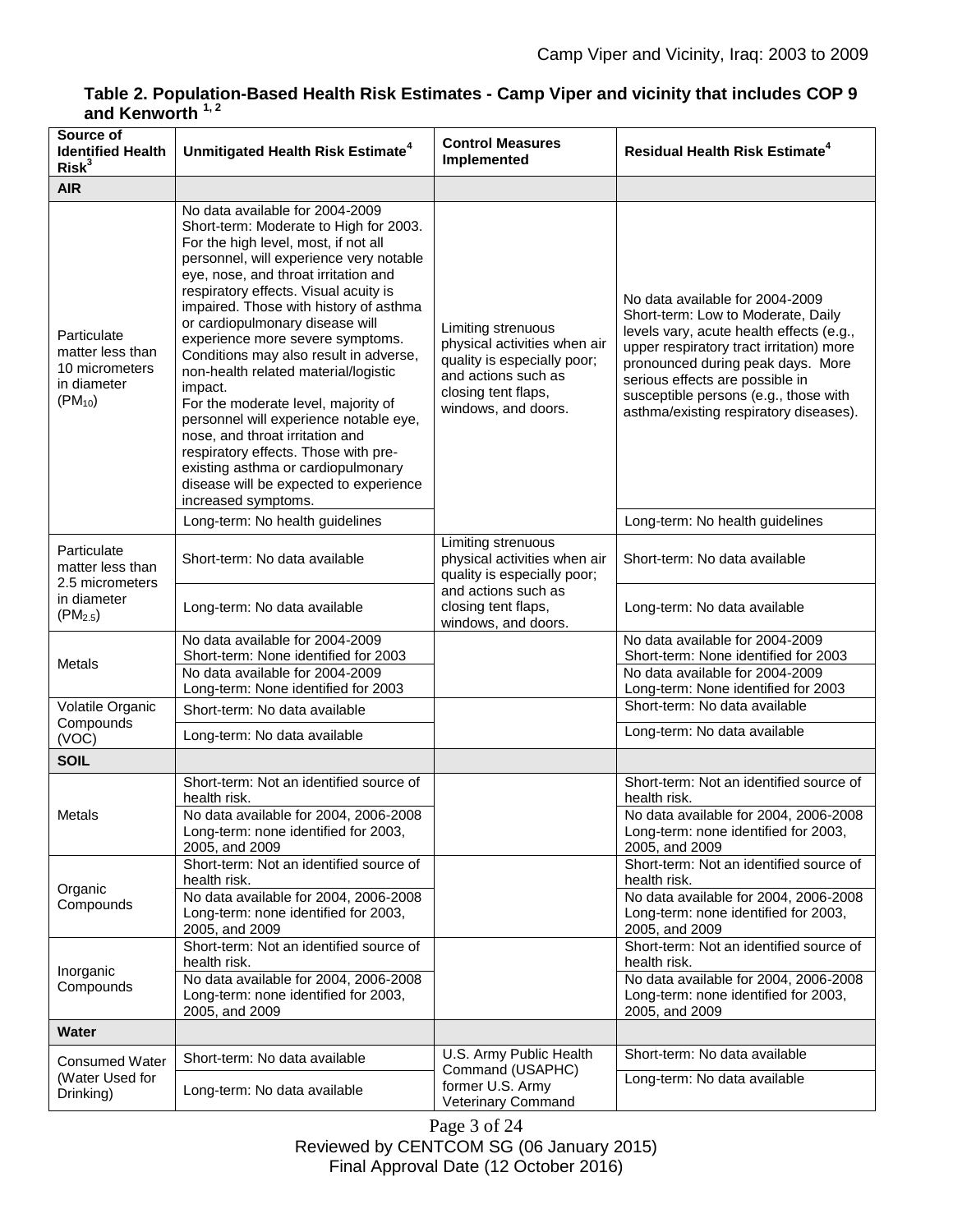**Table 2. Population-Based Health Risk Estimates - Camp Viper and vicinity that includes COP 9 and Kenworth [1, 2]**

| Source of Identified Health Risk[3] | Unmitigated Health Risk Estimate[4] | Control Measures Implemented | Residual Health Risk Estimate[4] |
|---|---|---|---|
| **AIR** | | | |
| Particulate matter less than 10 micrometers in diameter ($PM_{10}$) | No data available for 2004-2009<br>Short-term: Moderate to High for 2003. For the high level, most, if not all personnel, will experience very notable eye, nose, and throat irritation and respiratory effects. Visual acuity is impaired. Those with history of asthma or cardiopulmonary disease will experience more severe symptoms. Conditions may also result in adverse, non-health related material/logistic impact.<br>For the moderate level, majority of personnel will experience notable eye, nose, and throat irritation and respiratory effects. Those with pre-existing asthma or cardiopulmonary disease will be expected to experience increased symptoms. | Limiting strenuous physical activities when air quality is especially poor; and actions such as closing tent flaps, windows, and doors. | No data available for 2004-2009<br>Short-term: Low to Moderate, Daily levels vary, acute health effects (e.g., upper respiratory tract irritation) more pronounced during peak days. More serious effects are possible in susceptible persons (e.g., those with asthma/existing respiratory diseases). |
| | Long-term: No health guidelines | | Long-term: No health guidelines |
| Particulate matter less than 2.5 micrometers in diameter ($PM_{2.5}$) | Short-term: No data available | Limiting strenuous physical activities when air quality is especially poor; and actions such as closing tent flaps, windows, and doors. | Short-term: No data available |
| | Long-term: No data available | | Long-term: No data available |
| Metals | No data available for 2004-2009<br>Short-term: None identified for 2003 | | No data available for 2004-2009<br>Short-term: None identified for 2003 |
| | No data available for 2004-2009<br>Long-term: None identified for 2003 | | No data available for 2004-2009<br>Long-term: None identified for 2003 |
| Volatile Organic Compounds (VOC) | Short-term: No data available | | Short-term: No data available |
| | Long-term: No data available | | Long-term: No data available |
| **SOIL** | | | |
| Metals | Short-term: Not an identified source of health risk. | | Short-term: Not an identified source of health risk. |
| | No data available for 2004, 2006-2008<br>Long-term: none identified for 2003, 2005, and 2009 | | No data available for 2004, 2006-2008<br>Long-term: none identified for 2003, 2005, and 2009 |
| Organic Compounds | Short-term: Not an identified source of health risk. | | Short-term: Not an identified source of health risk. |
| | No data available for 2004, 2006-2008<br>Long-term: none identified for 2003, 2005, and 2009 | | No data available for 2004, 2006-2008<br>Long-term: none identified for 2003, 2005, and 2009 |
| Inorganic Compounds | Short-term: Not an identified source of health risk. | | Short-term: Not an identified source of health risk. |
| | No data available for 2004, 2006-2008<br>Long-term: none identified for 2003, 2005, and 2009 | | No data available for 2004, 2006-2008<br>Long-term: none identified for 2003, 2005, and 2009 |
| **Water** | | | |
| Consumed Water (Water Used for Drinking) | Short-term: No data available | U.S. Army Public Health Command (USAPHC) former U.S. Army Veterinary Command | Short-term: No data available |
| | Long-term: No data available | | Long-term: No data available |

Reviewed by CENTCOM SG (06 January 2015)
Final Approval Date (12 October 2016)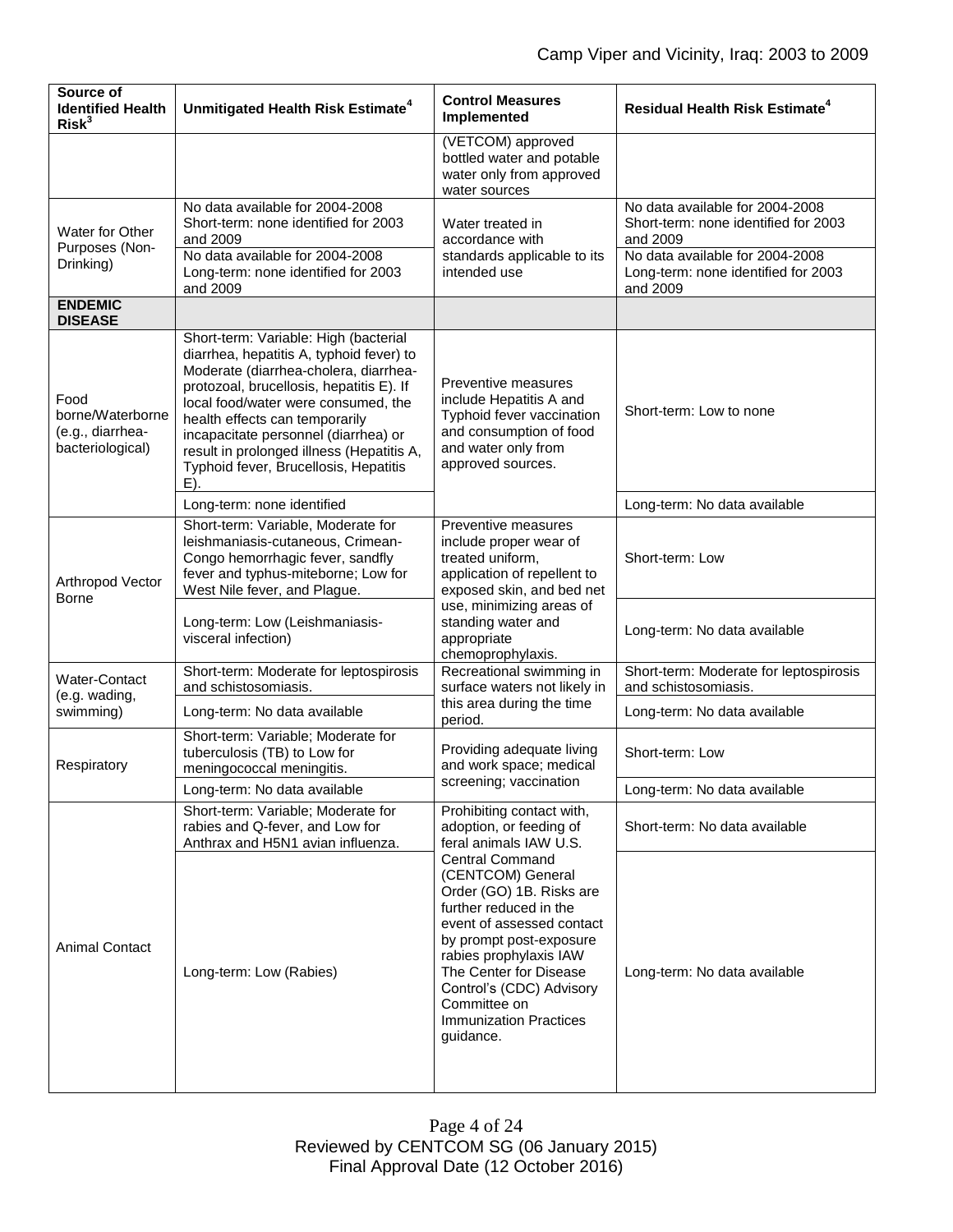| Source of Identified Health Risk[3] | Unmitigated Health Risk Estimate[4] | Control Measures Implemented | Residual Health Risk Estimate[4] |
|---|---|---|---|
| | | (VETCOM) approved bottled water and potable water only from approved water sources | |
| Water for Other Purposes (Non-Drinking) | No data available for 2004-2008 Short-term: none identified for 2003 and 2009 | Water treated in accordance with standards applicable to its intended use | No data available for 2004-2008 Short-term: none identified for 2003 and 2009 |
| | No data available for 2004-2008 Long-term: none identified for 2003 and 2009 | | No data available for 2004-2008 Long-term: none identified for 2003 and 2009 |
| **ENDEMIC DISEASE** | | | |
| Food borne/Waterborne (e.g., diarrhea-bacteriological) | Short-term: Variable: High (bacterial diarrhea, hepatitis A, typhoid fever) to Moderate (diarrhea-cholera, diarrhea-protozoal, brucellosis, hepatitis E). If local food/water were consumed, the health effects can temporarily incapacitate personnel (diarrhea) or result in prolonged illness (Hepatitis A, Typhoid fever, Brucellosis, Hepatitis E). | Preventive measures include Hepatitis A and Typhoid fever vaccination and consumption of food and water only from approved sources. | Short-term: Low to none |
| | Long-term: none identified | | Long-term: No data available |
| Arthropod Vector Borne | Short-term: Variable, Moderate for leishmaniasis-cutaneous, Crimean-Congo hemorrhagic fever, sandfly fever and typhus-miteborne; Low for West Nile fever, and Plague. | Preventive measures include proper wear of treated uniform, application of repellent to exposed skin, and bed net use, minimizing areas of standing water and appropriate chemoprophylaxis. | Short-term: Low |
| | Long-term: Low (Leishmaniasis-visceral infection) | | Long-term: No data available |
| Water-Contact (e.g. wading, swimming) | Short-term: Moderate for leptospirosis and schistosomiasis. | Recreational swimming in surface waters not likely in this area during the time period. | Short-term: Moderate for leptospirosis and schistosomiasis. |
| | Long-term: No data available | | Long-term: No data available |
| Respiratory | Short-term: Variable; Moderate for tuberculosis (TB) to Low for meningococcal meningitis. | Providing adequate living and work space; medical screening; vaccination | Short-term: Low |
| | Long-term: No data available | | Long-term: No data available |
| Animal Contact | Short-term: Variable; Moderate for rabies and Q-fever, and Low for Anthrax and H5N1 avian influenza. | Prohibiting contact with, adoption, or feeding of feral animals IAW U.S. Central Command (CENTCOM) General Order (GO) 1B. Risks are further reduced in the event of assessed contact by prompt post-exposure rabies prophylaxis IAW The Center for Disease Control's (CDC) Advisory Committee on Immunization Practices guidance. | Short-term: No data available |
| | Long-term: Low (Rabies) | | Long-term: No data available |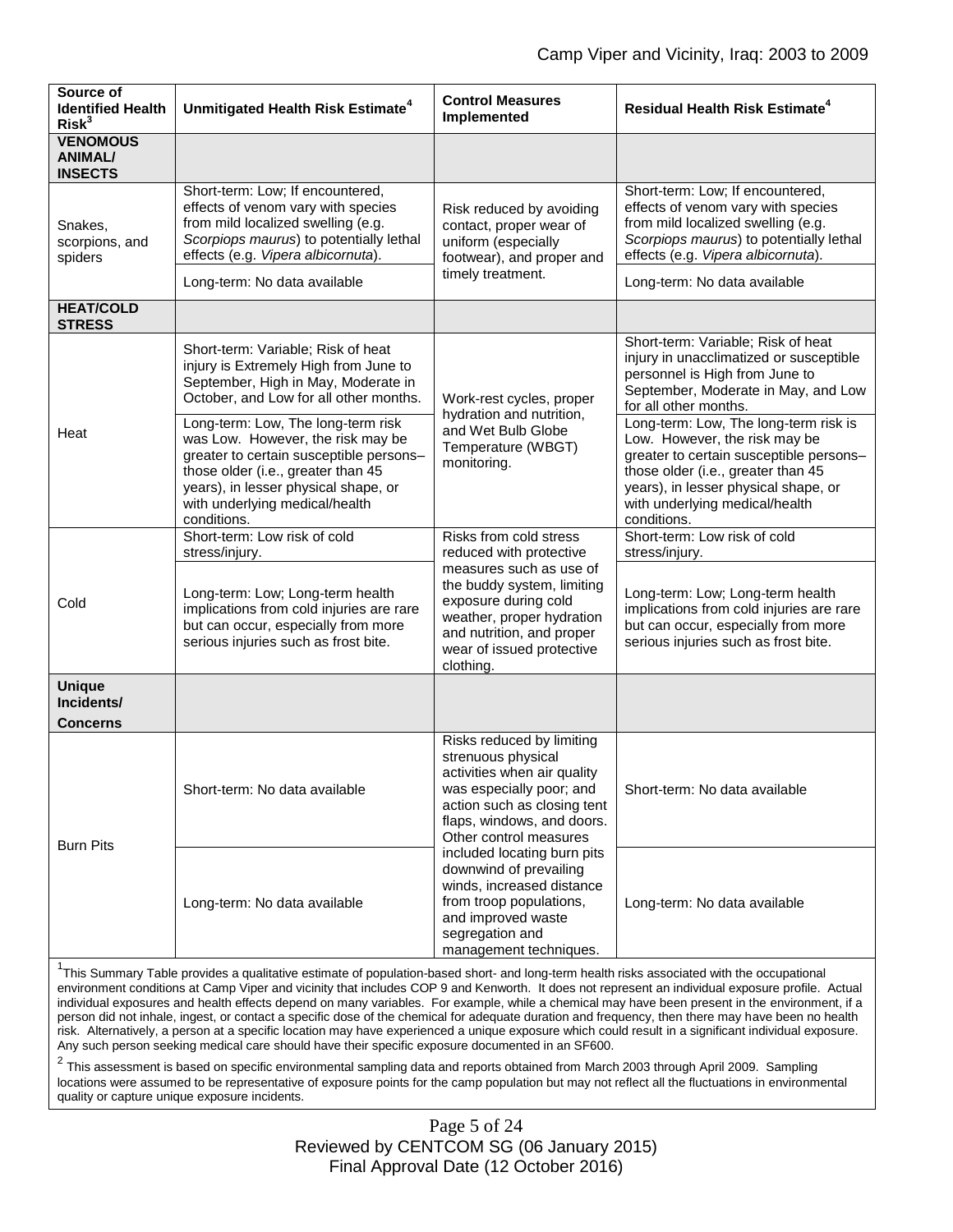| Source of Identified Health Risk[3] | Unmitigated Health Risk Estimate[4] | Control Measures Implemented | Residual Health Risk Estimate[4] |
|---|---|---|---|
| **VENOMOUS ANIMAL/ INSECTS** | | | |
| Snakes, scorpions, and spiders | Short-term: Low; If encountered, effects of venom vary with species from mild localized swelling (e.g. *Scorpiops maurus*) to potentially lethal effects (e.g. *Vipera albicornuta*). | Risk reduced by avoiding contact, proper wear of uniform (especially footwear), and proper and timely treatment. | Short-term: Low; If encountered, effects of venom vary with species from mild localized swelling (e.g. *Scorpiops maurus*) to potentially lethal effects (e.g. *Vipera albicornuta*). |
| | Long-term: No data available | | Long-term: No data available |
| **HEAT/COLD STRESS** | | | |
| Heat | Short-term: Variable; Risk of heat injury is Extremely High from June to September, High in May, Moderate in October, and Low for all other months. | Work-rest cycles, proper hydration and nutrition, and Wet Bulb Globe Temperature (WBGT) monitoring. | Short-term: Variable; Risk of heat injury in unacclimatized or susceptible personnel is High from June to September, Moderate in May, and Low for all other months. |
| | Long-term: Low, The long-term risk was Low. However, the risk may be greater to certain susceptible persons–those older (i.e., greater than 45 years), in lesser physical shape, or with underlying medical/health conditions. | | Long-term: Low, The long-term risk is Low. However, the risk may be greater to certain susceptible persons–those older (i.e., greater than 45 years), in lesser physical shape, or with underlying medical/health conditions. |
| Cold | Short-term: Low risk of cold stress/injury. | Risks from cold stress reduced with protective measures such as use of the buddy system, limiting exposure during cold weather, proper hydration and nutrition, and proper wear of issued protective clothing. | Short-term: Low risk of cold stress/injury. |
| | Long-term: Low; Long-term health implications from cold injuries are rare but can occur, especially from more serious injuries such as frost bite. | | Long-term: Low; Long-term health implications from cold injuries are rare but can occur, especially from more serious injuries such as frost bite. |
| **Unique Incidents/ Concerns** | | | |
| Burn Pits | Short-term: No data available | Risks reduced by limiting strenuous physical activities when air quality was especially poor; and action such as closing tent flaps, windows, and doors. Other control measures included locating burn pits downwind of prevailing winds, increased distance from troop populations, and improved waste segregation and management techniques. | Short-term: No data available |
| | Long-term: No data available | | Long-term: No data available |

[1] This Summary Table provides a qualitative estimate of population-based short- and long-term health risks associated with the occupational environment conditions at Camp Viper and vicinity that includes COP 9 and Kenworth. It does not represent an individual exposure profile. Actual individual exposures and health effects depend on many variables. For example, while a chemical may have been present in the environment, if a person did not inhale, ingest, or contact a specific dose of the chemical for adequate duration and frequency, then there may have been no health risk. Alternatively, a person at a specific location may have experienced a unique exposure which could result in a significant individual exposure. Any such person seeking medical care should have their specific exposure documented in an SF600.

[2] This assessment is based on specific environmental sampling data and reports obtained from March 2003 through April 2009. Sampling locations were assumed to be representative of exposure points for the camp population but may not reflect all the fluctuations in environmental quality or capture unique exposure incidents.

Reviewed by CENTCOM SG (06 January 2015)
Final Approval Date (12 October 2016)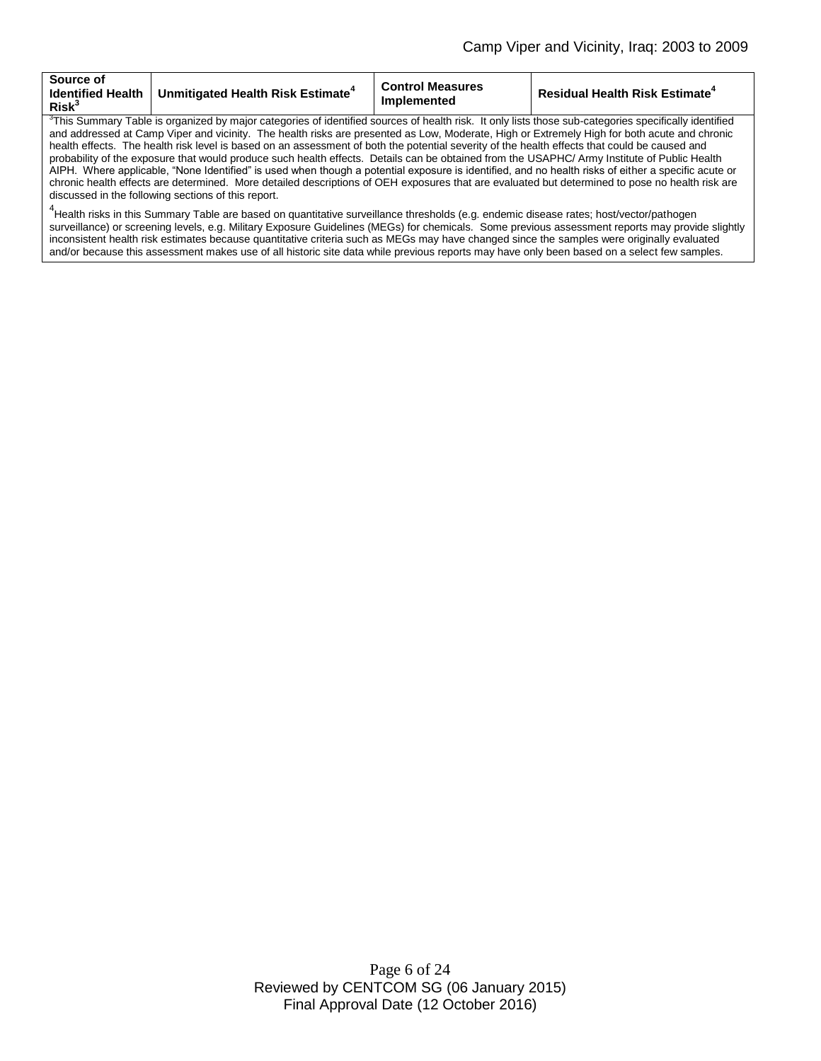| Source of Identified Health Risk[3] | Unmitigated Health Risk Estimate[4] | Control Measures Implemented | Residual Health Risk Estimate[4] |
|---|---|---|---|

[3]This Summary Table is organized by major categories of identified sources of health risk. It only lists those sub-categories specifically identified and addressed at Camp Viper and vicinity. The health risks are presented as Low, Moderate, High or Extremely High for both acute and chronic health effects. The health risk level is based on an assessment of both the potential severity of the health effects that could be caused and probability of the exposure that would produce such health effects. Details can be obtained from the USAPHC/ Army Institute of Public Health AIPH. Where applicable, "None Identified" is used when though a potential exposure is identified, and no health risks of either a specific acute or chronic health effects are determined. More detailed descriptions of OEH exposures that are evaluated but determined to pose no health risk are discussed in the following sections of this report.

[4]Health risks in this Summary Table are based on quantitative surveillance thresholds (e.g. endemic disease rates; host/vector/pathogen surveillance) or screening levels, e.g. Military Exposure Guidelines (MEGs) for chemicals. Some previous assessment reports may provide slightly inconsistent health risk estimates because quantitative criteria such as MEGs may have changed since the samples were originally evaluated and/or because this assessment makes use of all historic site data while previous reports may have only been based on a select few samples.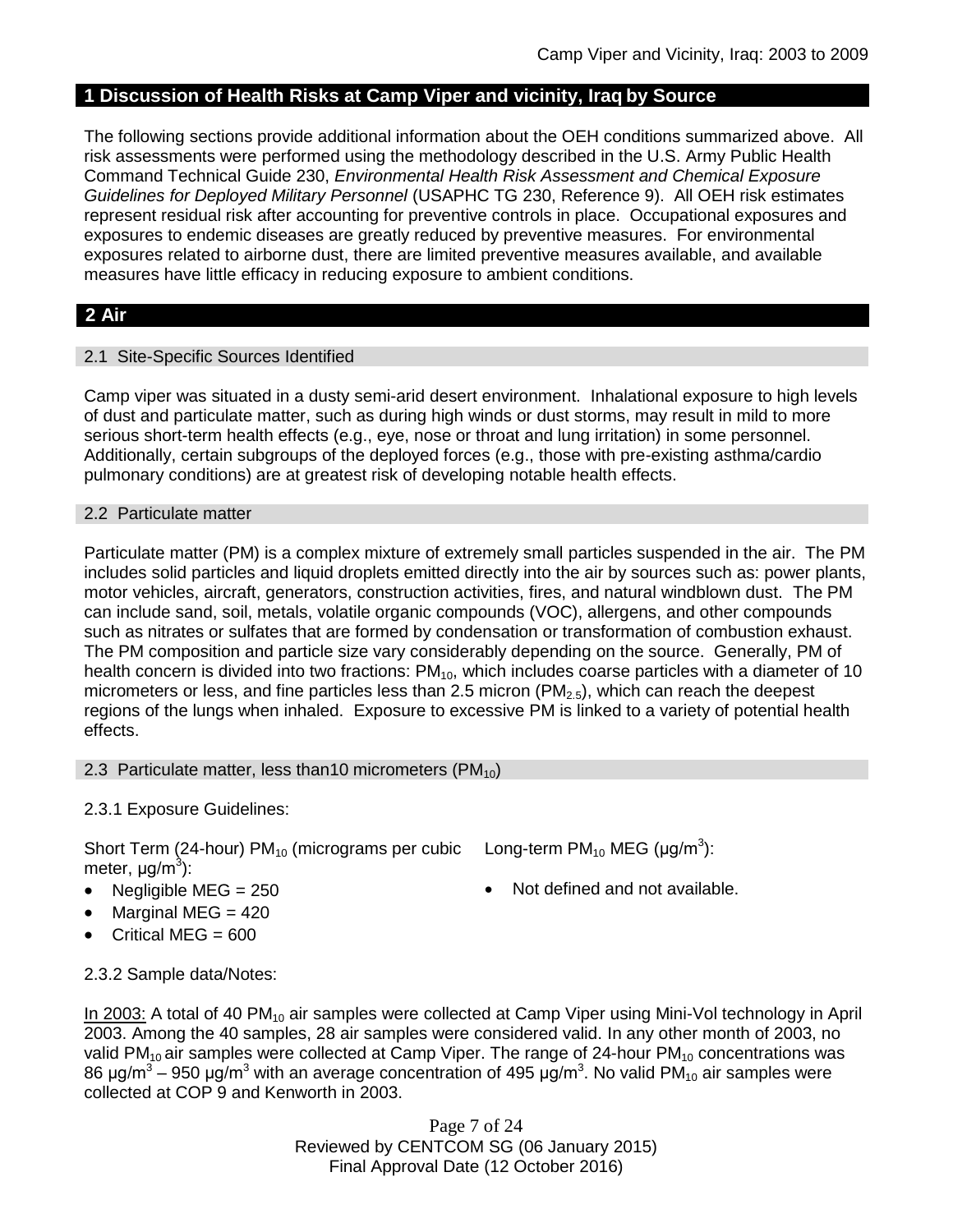## 1 Discussion of Health Risks at Camp Viper and vicinity, Iraq by Source

The following sections provide additional information about the OEH conditions summarized above. All risk assessments were performed using the methodology described in the U.S. Army Public Health Command Technical Guide 230, *Environmental Health Risk Assessment and Chemical Exposure Guidelines for Deployed Military Personnel* (USAPHC TG 230, Reference 9). All OEH risk estimates represent residual risk after accounting for preventive controls in place. Occupational exposures and exposures to endemic diseases are greatly reduced by preventive measures. For environmental exposures related to airborne dust, there are limited preventive measures available, and available measures have little efficacy in reducing exposure to ambient conditions.

## 2 Air

### 2.1 Site-Specific Sources Identified

Camp viper was situated in a dusty semi-arid desert environment. Inhalational exposure to high levels of dust and particulate matter, such as during high winds or dust storms, may result in mild to more serious short-term health effects (e.g., eye, nose or throat and lung irritation) in some personnel. Additionally, certain subgroups of the deployed forces (e.g., those with pre-existing asthma/cardio pulmonary conditions) are at greatest risk of developing notable health effects.

### 2.2 Particulate matter

Particulate matter (PM) is a complex mixture of extremely small particles suspended in the air. The PM includes solid particles and liquid droplets emitted directly into the air by sources such as: power plants, motor vehicles, aircraft, generators, construction activities, fires, and natural windblown dust. The PM can include sand, soil, metals, volatile organic compounds (VOC), allergens, and other compounds such as nitrates or sulfates that are formed by condensation or transformation of combustion exhaust. The PM composition and particle size vary considerably depending on the source. Generally, PM of health concern is divided into two fractions: $PM_{10}$, which includes coarse particles with a diameter of 10 micrometers or less, and fine particles less than 2.5 micron ($PM_{2.5}$), which can reach the deepest regions of the lungs when inhaled. Exposure to excessive PM is linked to a variety of potential health effects.

### 2.3 Particulate matter, less than10 micrometers ($PM_{10}$)

2.3.1 Exposure Guidelines:

Short Term (24-hour) $PM_{10}$ (micrograms per cubic meter, $\mu g/m^3$):

- Negligible MEG = 250
- Marginal MEG = 420
- Critical MEG = 600

Long-term $PM_{10}$ MEG ($\mu g/m^3$):

- Not defined and not available.

2.3.2 Sample data/Notes:

In 2003: A total of 40 $PM_{10}$ air samples were collected at Camp Viper using Mini-Vol technology in April 2003. Among the 40 samples, 28 air samples were considered valid. In any other month of 2003, no valid $PM_{10}$ air samples were collected at Camp Viper. The range of 24-hour $PM_{10}$ concentrations was 86 $\mu g/m^3$ – 950 $\mu g/m^3$ with an average concentration of 495 $\mu g/m^3$. No valid $PM_{10}$ air samples were collected at COP 9 and Kenworth in 2003.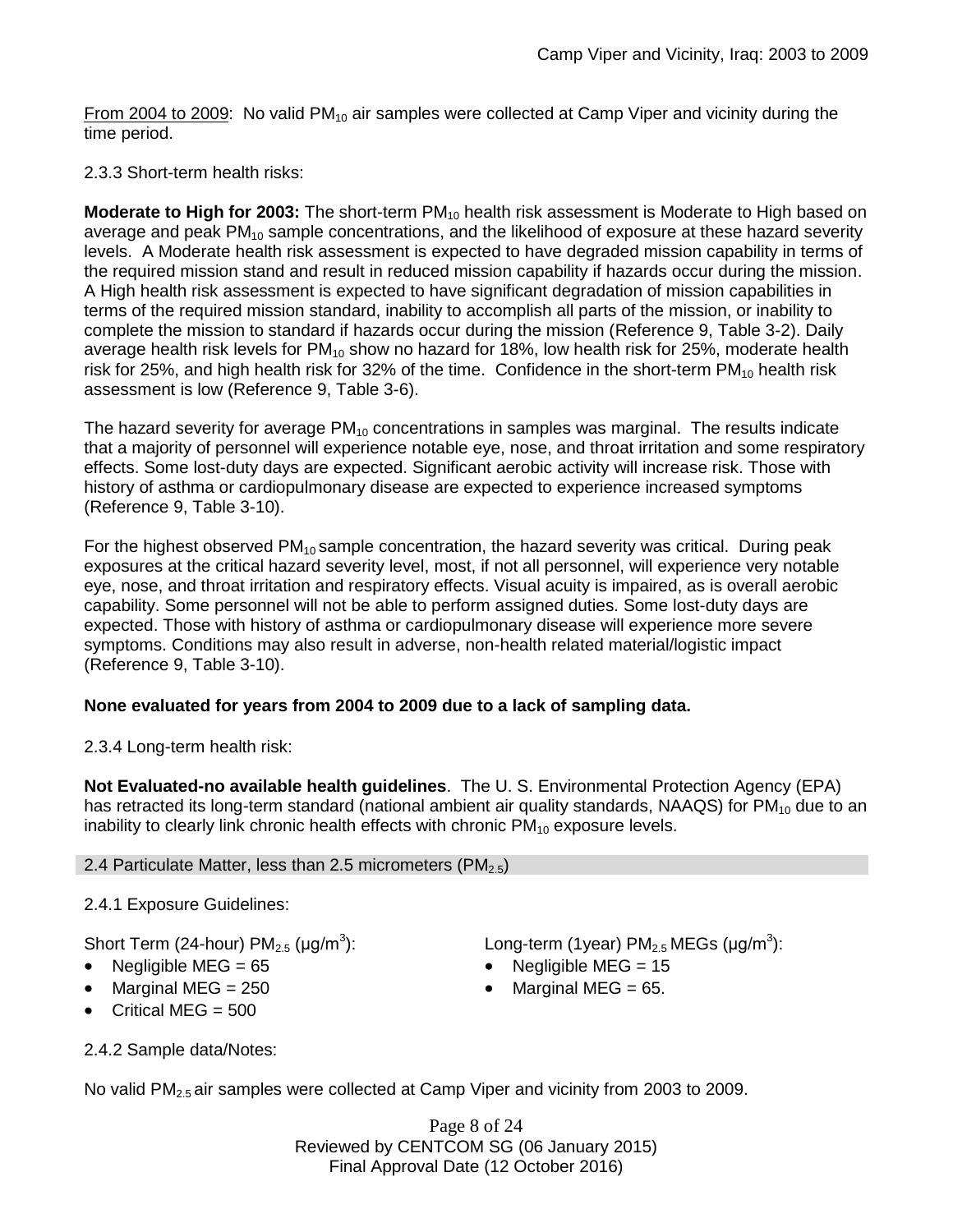From 2004 to 2009: No valid $PM_{10}$ air samples were collected at Camp Viper and vicinity during the time period.

2.3.3 Short-term health risks:

**Moderate to High for 2003:** The short-term $PM_{10}$ health risk assessment is Moderate to High based on average and peak $PM_{10}$ sample concentrations, and the likelihood of exposure at these hazard severity levels. A Moderate health risk assessment is expected to have degraded mission capability in terms of the required mission stand and result in reduced mission capability if hazards occur during the mission. A High health risk assessment is expected to have significant degradation of mission capabilities in terms of the required mission standard, inability to accomplish all parts of the mission, or inability to complete the mission to standard if hazards occur during the mission (Reference 9, Table 3-2). Daily average health risk levels for $PM_{10}$ show no hazard for 18%, low health risk for 25%, moderate health risk for 25%, and high health risk for 32% of the time. Confidence in the short-term $PM_{10}$ health risk assessment is low (Reference 9, Table 3-6).

The hazard severity for average $PM_{10}$ concentrations in samples was marginal. The results indicate that a majority of personnel will experience notable eye, nose, and throat irritation and some respiratory effects. Some lost-duty days are expected. Significant aerobic activity will increase risk. Those with history of asthma or cardiopulmonary disease are expected to experience increased symptoms (Reference 9, Table 3-10).

For the highest observed $PM_{10}$ sample concentration, the hazard severity was critical. During peak exposures at the critical hazard severity level, most, if not all personnel, will experience very notable eye, nose, and throat irritation and respiratory effects. Visual acuity is impaired, as is overall aerobic capability. Some personnel will not be able to perform assigned duties. Some lost-duty days are expected. Those with history of asthma or cardiopulmonary disease will experience more severe symptoms. Conditions may also result in adverse, non-health related material/logistic impact (Reference 9, Table 3-10).

**None evaluated for years from 2004 to 2009 due to a lack of sampling data.**

2.3.4 Long-term health risk:

**Not Evaluated-no available health guidelines**. The U. S. Environmental Protection Agency (EPA) has retracted its long-term standard (national ambient air quality standards, NAAQS) for $PM_{10}$ due to an inability to clearly link chronic health effects with chronic $PM_{10}$ exposure levels.

## 2.4 Particulate Matter, less than 2.5 micrometers ($PM_{2.5}$)

2.4.1 Exposure Guidelines:

Short Term (24-hour) $PM_{2.5}$ (μg/m$^3$):

- Negligible MEG = 65
- Marginal MEG = 250
- Critical MEG = 500

Long-term (1year) $PM_{2.5}$ MEGs (μg/m$^3$):

- Negligible MEG = 15
- Marginal MEG = 65.

2.4.2 Sample data/Notes:

No valid $PM_{2.5}$ air samples were collected at Camp Viper and vicinity from 2003 to 2009.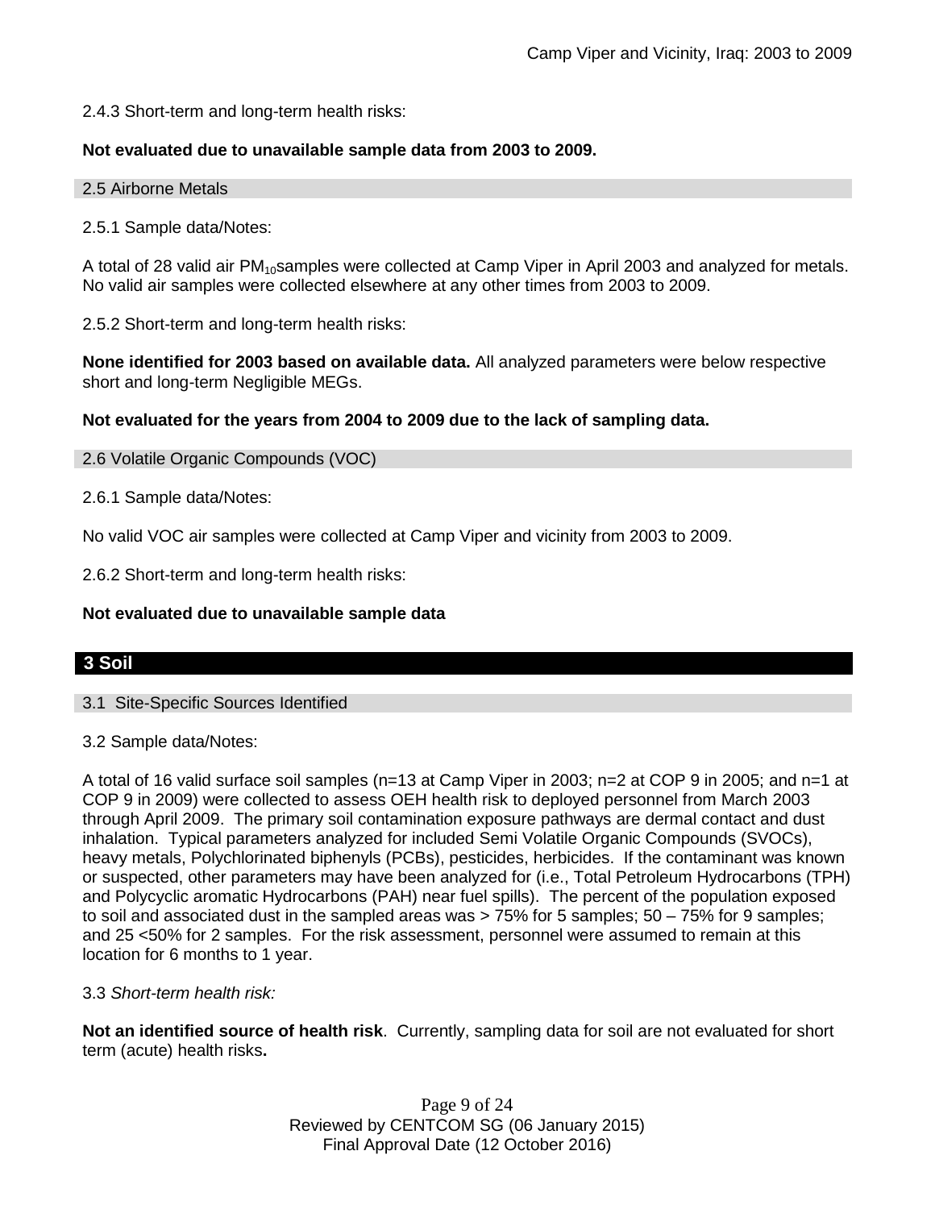2.4.3 Short-term and long-term health risks:

**Not evaluated due to unavailable sample data from 2003 to 2009.**

### 2.5 Airborne Metals

2.5.1 Sample data/Notes:

A total of 28 valid air $PM_{10}$samples were collected at Camp Viper in April 2003 and analyzed for metals. No valid air samples were collected elsewhere at any other times from 2003 to 2009.

2.5.2 Short-term and long-term health risks:

**None identified for 2003 based on available data.** All analyzed parameters were below respective short and long-term Negligible MEGs.

**Not evaluated for the years from 2004 to 2009 due to the lack of sampling data.**

### 2.6 Volatile Organic Compounds (VOC)

2.6.1 Sample data/Notes:

No valid VOC air samples were collected at Camp Viper and vicinity from 2003 to 2009.

2.6.2 Short-term and long-term health risks:

**Not evaluated due to unavailable sample data**

## 3 Soil

### 3.1 Site-Specific Sources Identified

3.2 Sample data/Notes:

A total of 16 valid surface soil samples (n=13 at Camp Viper in 2003; n=2 at COP 9 in 2005; and n=1 at COP 9 in 2009) were collected to assess OEH health risk to deployed personnel from March 2003 through April 2009. The primary soil contamination exposure pathways are dermal contact and dust inhalation. Typical parameters analyzed for included Semi Volatile Organic Compounds (SVOCs), heavy metals, Polychlorinated biphenyls (PCBs), pesticides, herbicides. If the contaminant was known or suspected, other parameters may have been analyzed for (i.e., Total Petroleum Hydrocarbons (TPH) and Polycyclic aromatic Hydrocarbons (PAH) near fuel spills). The percent of the population exposed to soil and associated dust in the sampled areas was > 75% for 5 samples; 50 – 75% for 9 samples; and 25 <50% for 2 samples. For the risk assessment, personnel were assumed to remain at this location for 6 months to 1 year.

3.3 *Short-term health risk:*

**Not an identified source of health risk**. Currently, sampling data for soil are not evaluated for short term (acute) health risks**.**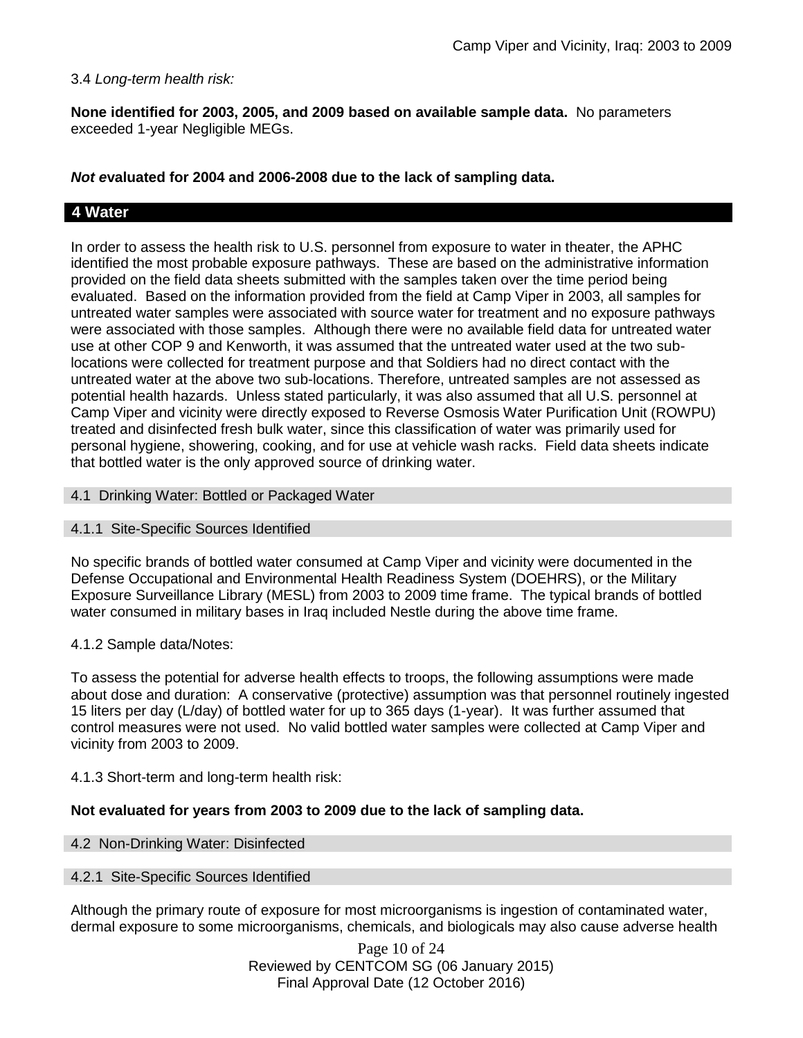3.4 *Long-term health risk:*

**None identified for 2003, 2005, and 2009 based on available sample data.** No parameters exceeded 1-year Negligible MEGs.

***Not e*valuated for 2004 and 2006-2008 due to the lack of sampling data.**

## 4 Water

In order to assess the health risk to U.S. personnel from exposure to water in theater, the APHC identified the most probable exposure pathways. These are based on the administrative information provided on the field data sheets submitted with the samples taken over the time period being evaluated. Based on the information provided from the field at Camp Viper in 2003, all samples for untreated water samples were associated with source water for treatment and no exposure pathways were associated with those samples. Although there were no available field data for untreated water use at other COP 9 and Kenworth, it was assumed that the untreated water used at the two sub-locations were collected for treatment purpose and that Soldiers had no direct contact with the untreated water at the above two sub-locations. Therefore, untreated samples are not assessed as potential health hazards. Unless stated particularly, it was also assumed that all U.S. personnel at Camp Viper and vicinity were directly exposed to Reverse Osmosis Water Purification Unit (ROWPU) treated and disinfected fresh bulk water, since this classification of water was primarily used for personal hygiene, showering, cooking, and for use at vehicle wash racks. Field data sheets indicate that bottled water is the only approved source of drinking water.

### 4.1 Drinking Water: Bottled or Packaged Water

#### 4.1.1 Site-Specific Sources Identified

No specific brands of bottled water consumed at Camp Viper and vicinity were documented in the Defense Occupational and Environmental Health Readiness System (DOEHRS), or the Military Exposure Surveillance Library (MESL) from 2003 to 2009 time frame. The typical brands of bottled water consumed in military bases in Iraq included Nestle during the above time frame.

4.1.2 Sample data/Notes:

To assess the potential for adverse health effects to troops, the following assumptions were made about dose and duration: A conservative (protective) assumption was that personnel routinely ingested 15 liters per day (L/day) of bottled water for up to 365 days (1-year). It was further assumed that control measures were not used. No valid bottled water samples were collected at Camp Viper and vicinity from 2003 to 2009.

4.1.3 Short-term and long-term health risk:

**Not evaluated for years from 2003 to 2009 due to the lack of sampling data.**

### 4.2 Non-Drinking Water: Disinfected

#### 4.2.1 Site-Specific Sources Identified

Although the primary route of exposure for most microorganisms is ingestion of contaminated water, dermal exposure to some microorganisms, chemicals, and biologicals may also cause adverse health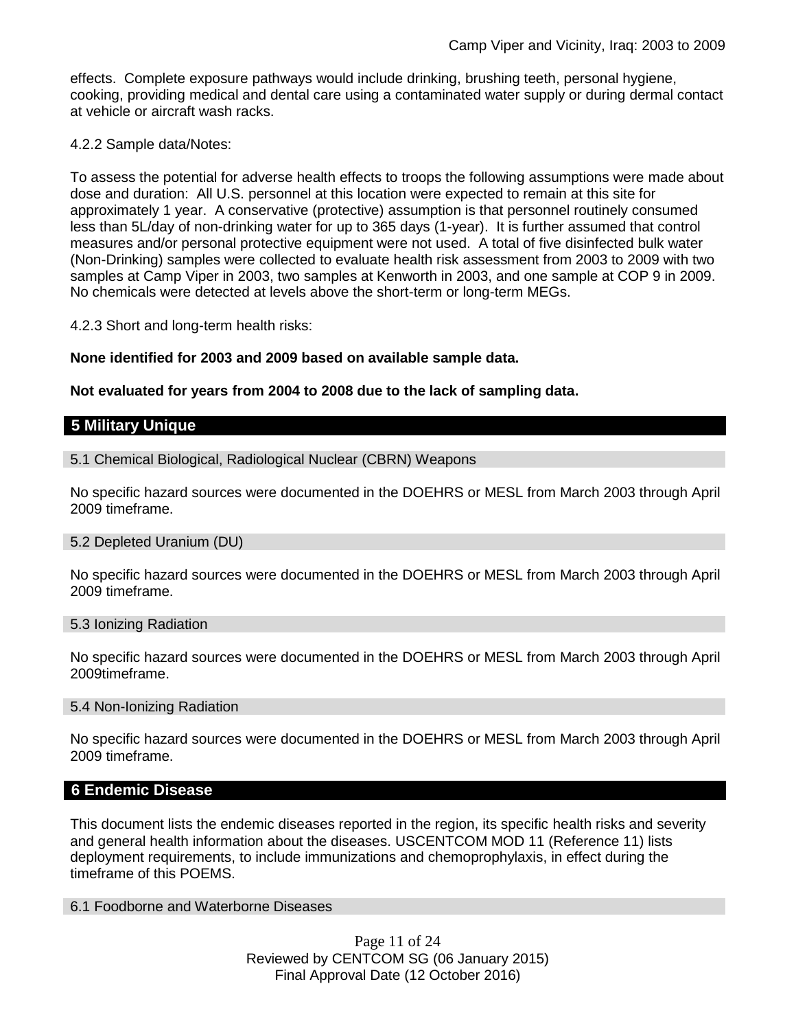effects. Complete exposure pathways would include drinking, brushing teeth, personal hygiene, cooking, providing medical and dental care using a contaminated water supply or during dermal contact at vehicle or aircraft wash racks.

4.2.2 Sample data/Notes:

To assess the potential for adverse health effects to troops the following assumptions were made about dose and duration: All U.S. personnel at this location were expected to remain at this site for approximately 1 year. A conservative (protective) assumption is that personnel routinely consumed less than 5L/day of non-drinking water for up to 365 days (1-year). It is further assumed that control measures and/or personal protective equipment were not used. A total of five disinfected bulk water (Non-Drinking) samples were collected to evaluate health risk assessment from 2003 to 2009 with two samples at Camp Viper in 2003, two samples at Kenworth in 2003, and one sample at COP 9 in 2009. No chemicals were detected at levels above the short-term or long-term MEGs.

4.2.3 Short and long-term health risks:

**None identified for 2003 and 2009 based on available sample data.**

**Not evaluated for years from 2004 to 2008 due to the lack of sampling data.**

## 5 Military Unique

### 5.1 Chemical Biological, Radiological Nuclear (CBRN) Weapons

No specific hazard sources were documented in the DOEHRS or MESL from March 2003 through April 2009 timeframe.

### 5.2 Depleted Uranium (DU)

No specific hazard sources were documented in the DOEHRS or MESL from March 2003 through April 2009 timeframe.

### 5.3 Ionizing Radiation

No specific hazard sources were documented in the DOEHRS or MESL from March 2003 through April 2009timeframe.

### 5.4 Non-Ionizing Radiation

No specific hazard sources were documented in the DOEHRS or MESL from March 2003 through April 2009 timeframe.

## 6 Endemic Disease

This document lists the endemic diseases reported in the region, its specific health risks and severity and general health information about the diseases. USCENTCOM MOD 11 (Reference 11) lists deployment requirements, to include immunizations and chemoprophylaxis, in effect during the timeframe of this POEMS.

### 6.1 Foodborne and Waterborne Diseases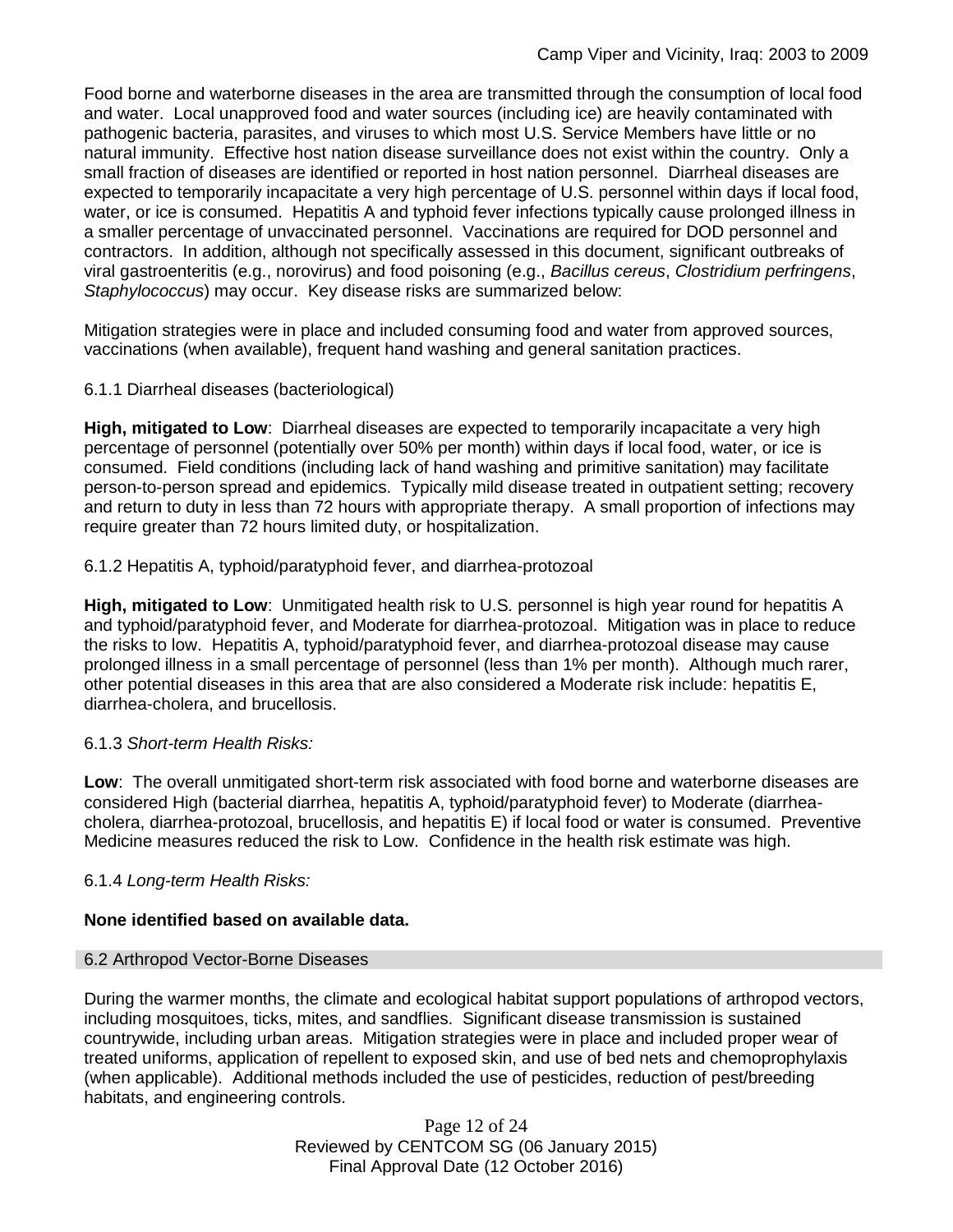Food borne and waterborne diseases in the area are transmitted through the consumption of local food and water. Local unapproved food and water sources (including ice) are heavily contaminated with pathogenic bacteria, parasites, and viruses to which most U.S. Service Members have little or no natural immunity. Effective host nation disease surveillance does not exist within the country. Only a small fraction of diseases are identified or reported in host nation personnel. Diarrheal diseases are expected to temporarily incapacitate a very high percentage of U.S. personnel within days if local food, water, or ice is consumed. Hepatitis A and typhoid fever infections typically cause prolonged illness in a smaller percentage of unvaccinated personnel. Vaccinations are required for DOD personnel and contractors. In addition, although not specifically assessed in this document, significant outbreaks of viral gastroenteritis (e.g., norovirus) and food poisoning (e.g., *Bacillus cereus*, *Clostridium perfringens*, *Staphylococcus*) may occur. Key disease risks are summarized below:

Mitigation strategies were in place and included consuming food and water from approved sources, vaccinations (when available), frequent hand washing and general sanitation practices.

6.1.1 Diarrheal diseases (bacteriological)

**High, mitigated to Low**: Diarrheal diseases are expected to temporarily incapacitate a very high percentage of personnel (potentially over 50% per month) within days if local food, water, or ice is consumed. Field conditions (including lack of hand washing and primitive sanitation) may facilitate person-to-person spread and epidemics. Typically mild disease treated in outpatient setting; recovery and return to duty in less than 72 hours with appropriate therapy. A small proportion of infections may require greater than 72 hours limited duty, or hospitalization.

6.1.2 Hepatitis A, typhoid/paratyphoid fever, and diarrhea-protozoal

**High, mitigated to Low**: Unmitigated health risk to U.S. personnel is high year round for hepatitis A and typhoid/paratyphoid fever, and Moderate for diarrhea-protozoal. Mitigation was in place to reduce the risks to low. Hepatitis A, typhoid/paratyphoid fever, and diarrhea-protozoal disease may cause prolonged illness in a small percentage of personnel (less than 1% per month). Although much rarer, other potential diseases in this area that are also considered a Moderate risk include: hepatitis E, diarrhea-cholera, and brucellosis.

6.1.3 *Short-term Health Risks:*

**Low**: The overall unmitigated short-term risk associated with food borne and waterborne diseases are considered High (bacterial diarrhea, hepatitis A, typhoid/paratyphoid fever) to Moderate (diarrhea-cholera, diarrhea-protozoal, brucellosis, and hepatitis E) if local food or water is consumed. Preventive Medicine measures reduced the risk to Low. Confidence in the health risk estimate was high.

6.1.4 *Long-term Health Risks:*

**None identified based on available data.**

## 6.2 Arthropod Vector-Borne Diseases

During the warmer months, the climate and ecological habitat support populations of arthropod vectors, including mosquitoes, ticks, mites, and sandflies. Significant disease transmission is sustained countrywide, including urban areas. Mitigation strategies were in place and included proper wear of treated uniforms, application of repellent to exposed skin, and use of bed nets and chemoprophylaxis (when applicable). Additional methods included the use of pesticides, reduction of pest/breeding habitats, and engineering controls.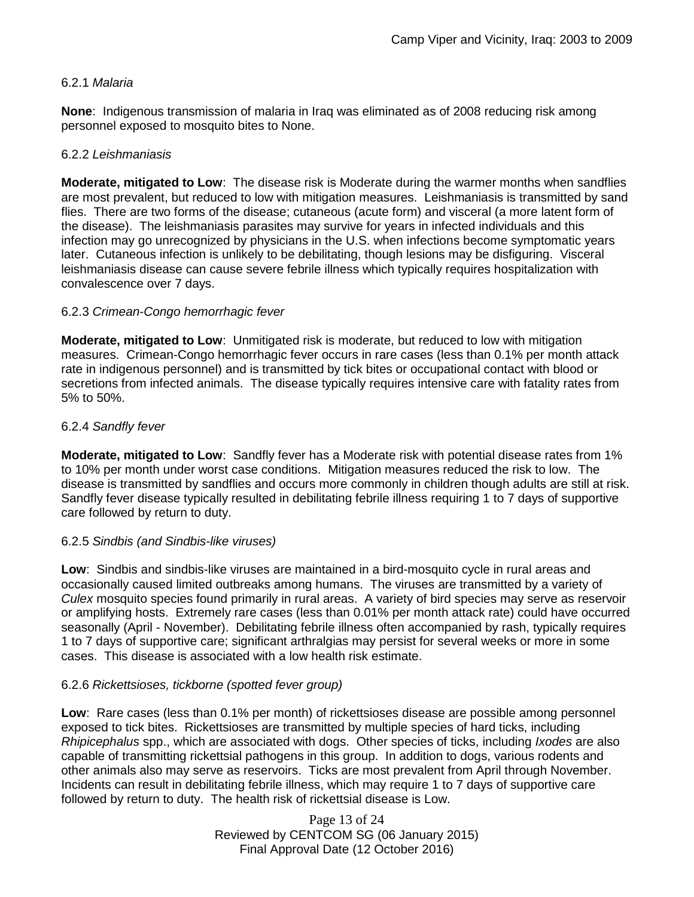#### 6.2.1 *Malaria*

**None**: Indigenous transmission of malaria in Iraq was eliminated as of 2008 reducing risk among personnel exposed to mosquito bites to None.

#### 6.2.2 *Leishmaniasis*

**Moderate, mitigated to Low**: The disease risk is Moderate during the warmer months when sandflies are most prevalent, but reduced to low with mitigation measures. Leishmaniasis is transmitted by sand flies. There are two forms of the disease; cutaneous (acute form) and visceral (a more latent form of the disease). The leishmaniasis parasites may survive for years in infected individuals and this infection may go unrecognized by physicians in the U.S. when infections become symptomatic years later. Cutaneous infection is unlikely to be debilitating, though lesions may be disfiguring. Visceral leishmaniasis disease can cause severe febrile illness which typically requires hospitalization with convalescence over 7 days.

#### 6.2.3 *Crimean-Congo hemorrhagic fever*

**Moderate, mitigated to Low**: Unmitigated risk is moderate, but reduced to low with mitigation measures. Crimean-Congo hemorrhagic fever occurs in rare cases (less than 0.1% per month attack rate in indigenous personnel) and is transmitted by tick bites or occupational contact with blood or secretions from infected animals. The disease typically requires intensive care with fatality rates from 5% to 50%.

#### 6.2.4 *Sandfly fever*

**Moderate, mitigated to Low**: Sandfly fever has a Moderate risk with potential disease rates from 1% to 10% per month under worst case conditions. Mitigation measures reduced the risk to low. The disease is transmitted by sandflies and occurs more commonly in children though adults are still at risk. Sandfly fever disease typically resulted in debilitating febrile illness requiring 1 to 7 days of supportive care followed by return to duty.

#### 6.2.5 *Sindbis (and Sindbis-like viruses)*

**Low**: Sindbis and sindbis-like viruses are maintained in a bird-mosquito cycle in rural areas and occasionally caused limited outbreaks among humans. The viruses are transmitted by a variety of *Culex* mosquito species found primarily in rural areas. A variety of bird species may serve as reservoir or amplifying hosts. Extremely rare cases (less than 0.01% per month attack rate) could have occurred seasonally (April - November). Debilitating febrile illness often accompanied by rash, typically requires 1 to 7 days of supportive care; significant arthralgias may persist for several weeks or more in some cases. This disease is associated with a low health risk estimate.

#### 6.2.6 *Rickettsioses, tickborne (spotted fever group)*

**Low**: Rare cases (less than 0.1% per month) of rickettsioses disease are possible among personnel exposed to tick bites. Rickettsioses are transmitted by multiple species of hard ticks, including *Rhipicephalus* spp., which are associated with dogs. Other species of ticks, including *Ixodes* are also capable of transmitting rickettsial pathogens in this group. In addition to dogs, various rodents and other animals also may serve as reservoirs. Ticks are most prevalent from April through November. Incidents can result in debilitating febrile illness, which may require 1 to 7 days of supportive care followed by return to duty. The health risk of rickettsial disease is Low.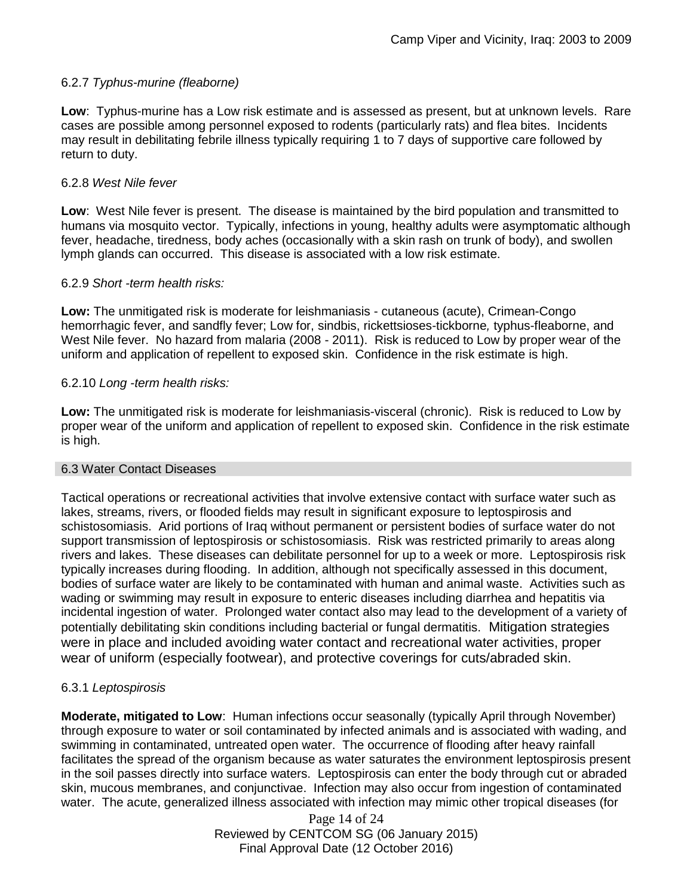6.2.7 *Typhus-murine (fleaborne)*

**Low**: Typhus-murine has a Low risk estimate and is assessed as present, but at unknown levels. Rare cases are possible among personnel exposed to rodents (particularly rats) and flea bites. Incidents may result in debilitating febrile illness typically requiring 1 to 7 days of supportive care followed by return to duty.

6.2.8 *West Nile fever*

**Low**: West Nile fever is present. The disease is maintained by the bird population and transmitted to humans via mosquito vector. Typically, infections in young, healthy adults were asymptomatic although fever, headache, tiredness, body aches (occasionally with a skin rash on trunk of body), and swollen lymph glands can occurred. This disease is associated with a low risk estimate.

6.2.9 *Short -term health risks:*

**Low:** The unmitigated risk is moderate for leishmaniasis - cutaneous (acute), Crimean-Congo hemorrhagic fever, and sandfly fever; Low for, sindbis, rickettsioses-tickborne*,* typhus-fleaborne, and West Nile fever. No hazard from malaria (2008 - 2011). Risk is reduced to Low by proper wear of the uniform and application of repellent to exposed skin. Confidence in the risk estimate is high.

6.2.10 *Long -term health risks:*

**Low:** The unmitigated risk is moderate for leishmaniasis-visceral (chronic). Risk is reduced to Low by proper wear of the uniform and application of repellent to exposed skin. Confidence in the risk estimate is high.

## 6.3 Water Contact Diseases

Tactical operations or recreational activities that involve extensive contact with surface water such as lakes, streams, rivers, or flooded fields may result in significant exposure to leptospirosis and schistosomiasis. Arid portions of Iraq without permanent or persistent bodies of surface water do not support transmission of leptospirosis or schistosomiasis. Risk was restricted primarily to areas along rivers and lakes. These diseases can debilitate personnel for up to a week or more. Leptospirosis risk typically increases during flooding. In addition, although not specifically assessed in this document, bodies of surface water are likely to be contaminated with human and animal waste. Activities such as wading or swimming may result in exposure to enteric diseases including diarrhea and hepatitis via incidental ingestion of water. Prolonged water contact also may lead to the development of a variety of potentially debilitating skin conditions including bacterial or fungal dermatitis. Mitigation strategies were in place and included avoiding water contact and recreational water activities, proper wear of uniform (especially footwear), and protective coverings for cuts/abraded skin.

6.3.1 *Leptospirosis*

**Moderate, mitigated to Low**: Human infections occur seasonally (typically April through November) through exposure to water or soil contaminated by infected animals and is associated with wading, and swimming in contaminated, untreated open water. The occurrence of flooding after heavy rainfall facilitates the spread of the organism because as water saturates the environment leptospirosis present in the soil passes directly into surface waters. Leptospirosis can enter the body through cut or abraded skin, mucous membranes, and conjunctivae. Infection may also occur from ingestion of contaminated water. The acute, generalized illness associated with infection may mimic other tropical diseases (for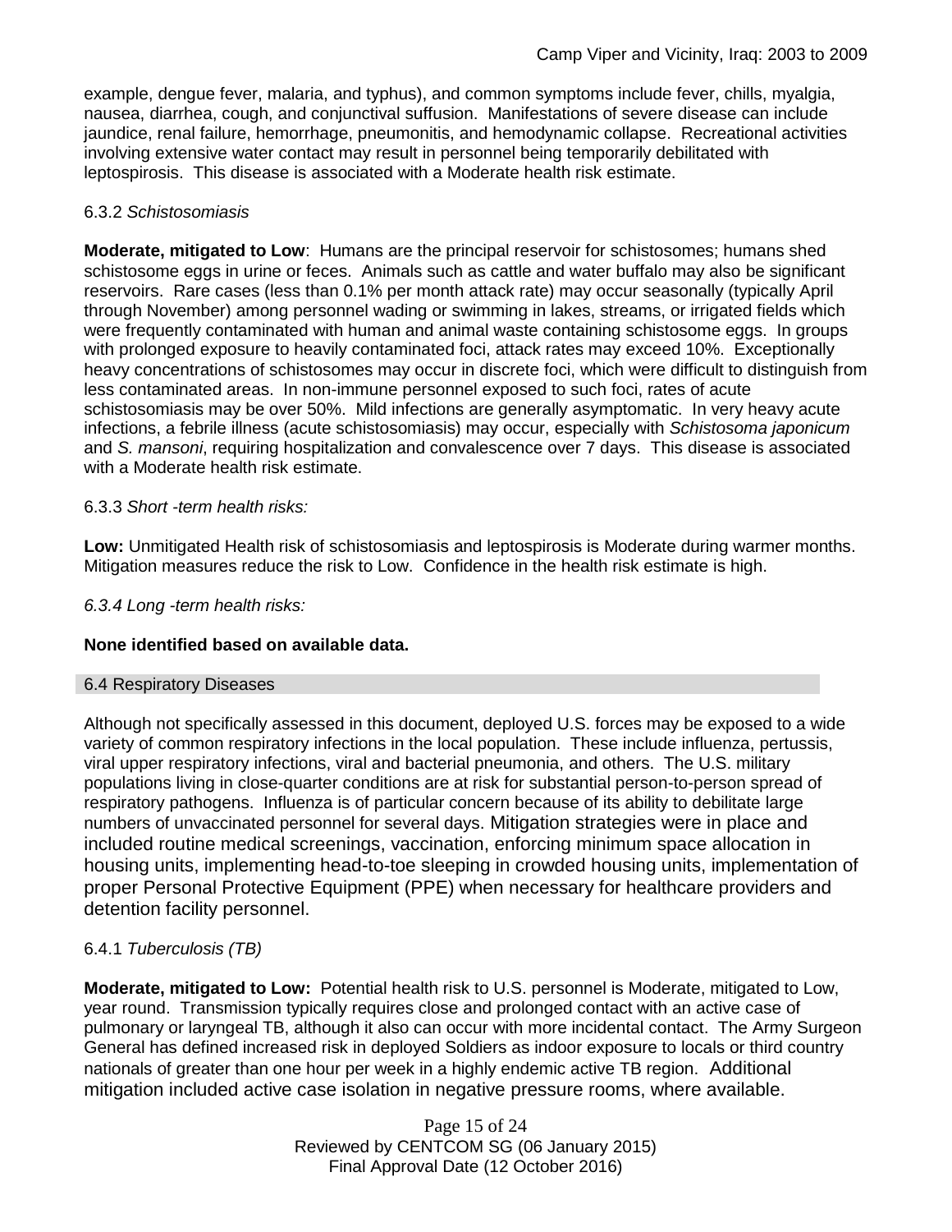example, dengue fever, malaria, and typhus), and common symptoms include fever, chills, myalgia, nausea, diarrhea, cough, and conjunctival suffusion. Manifestations of severe disease can include jaundice, renal failure, hemorrhage, pneumonitis, and hemodynamic collapse. Recreational activities involving extensive water contact may result in personnel being temporarily debilitated with leptospirosis. This disease is associated with a Moderate health risk estimate.

#### 6.3.2 *Schistosomiasis*

**Moderate, mitigated to Low**: Humans are the principal reservoir for schistosomes; humans shed schistosome eggs in urine or feces. Animals such as cattle and water buffalo may also be significant reservoirs. Rare cases (less than 0.1% per month attack rate) may occur seasonally (typically April through November) among personnel wading or swimming in lakes, streams, or irrigated fields which were frequently contaminated with human and animal waste containing schistosome eggs. In groups with prolonged exposure to heavily contaminated foci, attack rates may exceed 10%. Exceptionally heavy concentrations of schistosomes may occur in discrete foci, which were difficult to distinguish from less contaminated areas. In non-immune personnel exposed to such foci, rates of acute schistosomiasis may be over 50%. Mild infections are generally asymptomatic. In very heavy acute infections, a febrile illness (acute schistosomiasis) may occur, especially with *Schistosoma japonicum* and *S. mansoni*, requiring hospitalization and convalescence over 7 days. This disease is associated with a Moderate health risk estimate.

#### 6.3.3 *Short -term health risks:*

**Low:** Unmitigated Health risk of schistosomiasis and leptospirosis is Moderate during warmer months. Mitigation measures reduce the risk to Low. Confidence in the health risk estimate is high.

#### *6.3.4 Long -term health risks:*

**None identified based on available data.**

### 6.4 Respiratory Diseases

Although not specifically assessed in this document, deployed U.S. forces may be exposed to a wide variety of common respiratory infections in the local population. These include influenza, pertussis, viral upper respiratory infections, viral and bacterial pneumonia, and others. The U.S. military populations living in close-quarter conditions are at risk for substantial person-to-person spread of respiratory pathogens. Influenza is of particular concern because of its ability to debilitate large numbers of unvaccinated personnel for several days. Mitigation strategies were in place and included routine medical screenings, vaccination, enforcing minimum space allocation in housing units, implementing head-to-toe sleeping in crowded housing units, implementation of proper Personal Protective Equipment (PPE) when necessary for healthcare providers and detention facility personnel.

#### 6.4.1 *Tuberculosis (TB)*

**Moderate, mitigated to Low:** Potential health risk to U.S. personnel is Moderate, mitigated to Low, year round. Transmission typically requires close and prolonged contact with an active case of pulmonary or laryngeal TB, although it also can occur with more incidental contact. The Army Surgeon General has defined increased risk in deployed Soldiers as indoor exposure to locals or third country nationals of greater than one hour per week in a highly endemic active TB region. Additional mitigation included active case isolation in negative pressure rooms, where available.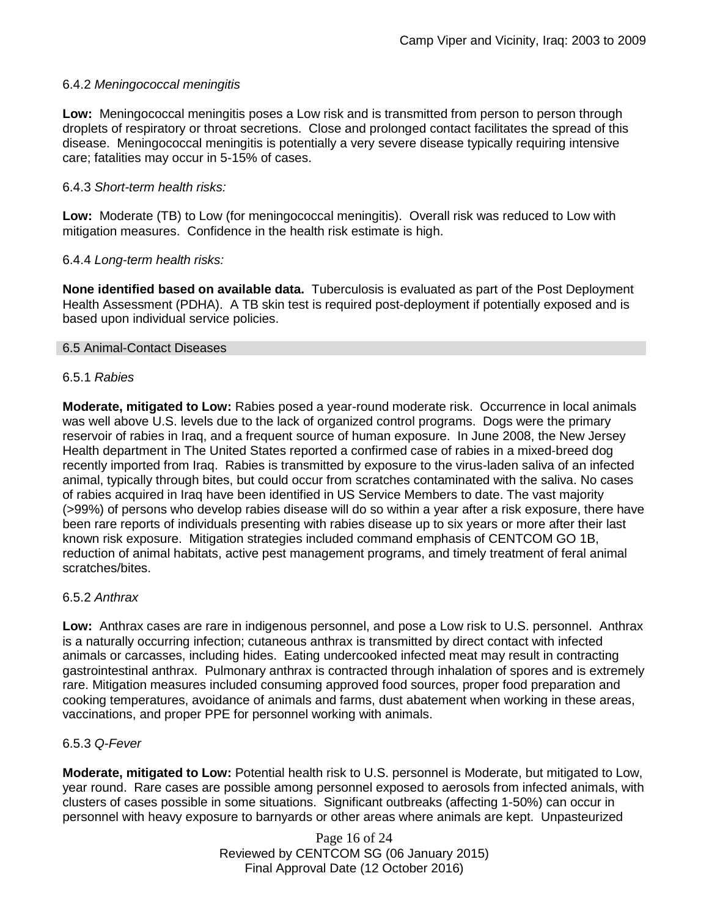#### 6.4.2 *Meningococcal meningitis*

**Low:** Meningococcal meningitis poses a Low risk and is transmitted from person to person through droplets of respiratory or throat secretions. Close and prolonged contact facilitates the spread of this disease. Meningococcal meningitis is potentially a very severe disease typically requiring intensive care; fatalities may occur in 5-15% of cases.

#### 6.4.3 *Short-term health risks:*

**Low:** Moderate (TB) to Low (for meningococcal meningitis). Overall risk was reduced to Low with mitigation measures. Confidence in the health risk estimate is high.

#### 6.4.4 *Long-term health risks:*

**None identified based on available data.** Tuberculosis is evaluated as part of the Post Deployment Health Assessment (PDHA). A TB skin test is required post-deployment if potentially exposed and is based upon individual service policies.

### 6.5 Animal-Contact Diseases

#### 6.5.1 *Rabies*

**Moderate, mitigated to Low:** Rabies posed a year-round moderate risk. Occurrence in local animals was well above U.S. levels due to the lack of organized control programs. Dogs were the primary reservoir of rabies in Iraq, and a frequent source of human exposure. In June 2008, the New Jersey Health department in The United States reported a confirmed case of rabies in a mixed-breed dog recently imported from Iraq. Rabies is transmitted by exposure to the virus-laden saliva of an infected animal, typically through bites, but could occur from scratches contaminated with the saliva. No cases of rabies acquired in Iraq have been identified in US Service Members to date. The vast majority (>99%) of persons who develop rabies disease will do so within a year after a risk exposure, there have been rare reports of individuals presenting with rabies disease up to six years or more after their last known risk exposure. Mitigation strategies included command emphasis of CENTCOM GO 1B, reduction of animal habitats, active pest management programs, and timely treatment of feral animal scratches/bites.

#### 6.5.2 *Anthrax*

**Low:** Anthrax cases are rare in indigenous personnel, and pose a Low risk to U.S. personnel. Anthrax is a naturally occurring infection; cutaneous anthrax is transmitted by direct contact with infected animals or carcasses, including hides. Eating undercooked infected meat may result in contracting gastrointestinal anthrax. Pulmonary anthrax is contracted through inhalation of spores and is extremely rare. Mitigation measures included consuming approved food sources, proper food preparation and cooking temperatures, avoidance of animals and farms, dust abatement when working in these areas, vaccinations, and proper PPE for personnel working with animals.

#### 6.5.3 *Q-Fever*

**Moderate, mitigated to Low:** Potential health risk to U.S. personnel is Moderate, but mitigated to Low, year round. Rare cases are possible among personnel exposed to aerosols from infected animals, with clusters of cases possible in some situations. Significant outbreaks (affecting 1-50%) can occur in personnel with heavy exposure to barnyards or other areas where animals are kept. Unpasteurized

Reviewed by CENTCOM SG (06 January 2015)
Final Approval Date (12 October 2016)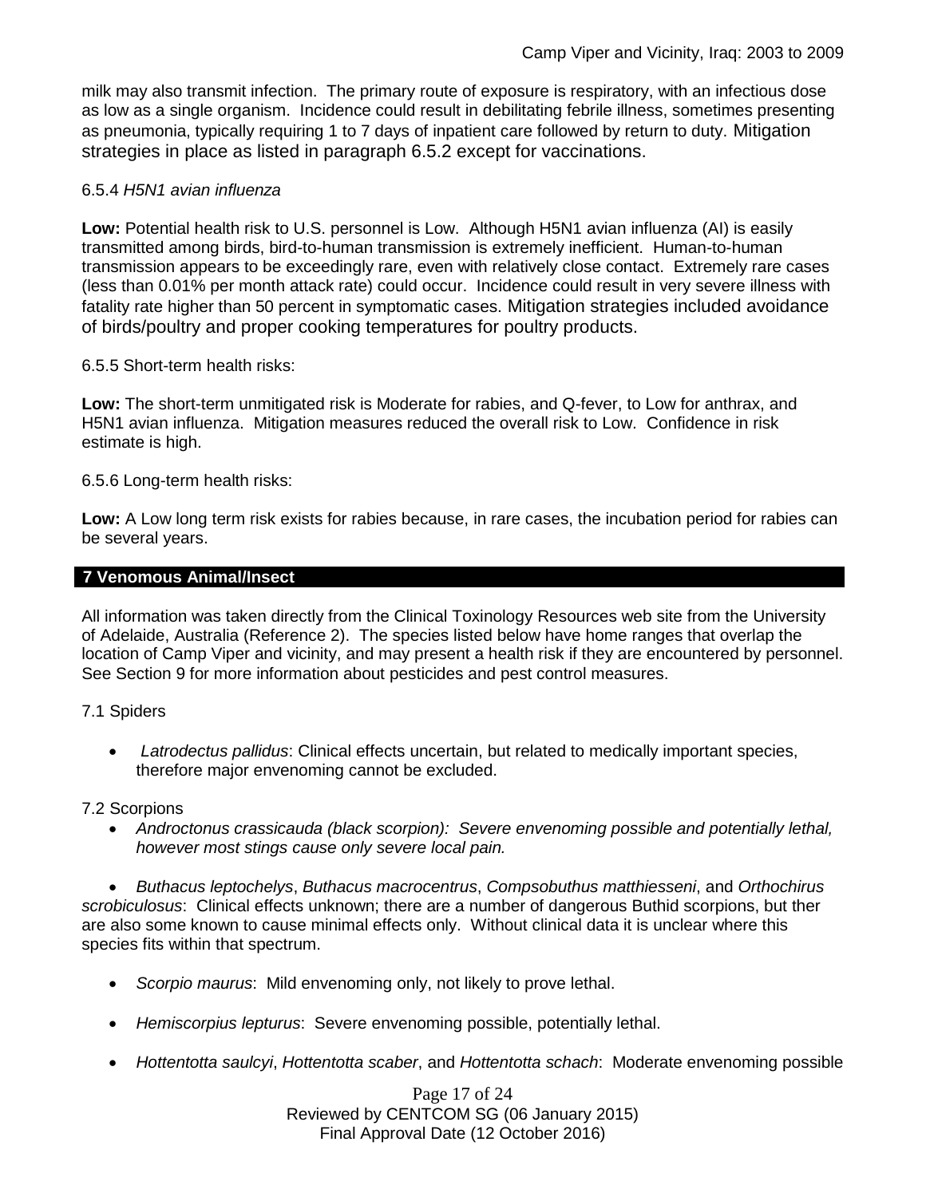milk may also transmit infection. The primary route of exposure is respiratory, with an infectious dose as low as a single organism. Incidence could result in debilitating febrile illness, sometimes presenting as pneumonia, typically requiring 1 to 7 days of inpatient care followed by return to duty. Mitigation strategies in place as listed in paragraph 6.5.2 except for vaccinations.

6.5.4 *H5N1 avian influenza*

**Low:** Potential health risk to U.S. personnel is Low. Although H5N1 avian influenza (AI) is easily transmitted among birds, bird-to-human transmission is extremely inefficient. Human-to-human transmission appears to be exceedingly rare, even with relatively close contact. Extremely rare cases (less than 0.01% per month attack rate) could occur. Incidence could result in very severe illness with fatality rate higher than 50 percent in symptomatic cases. Mitigation strategies included avoidance of birds/poultry and proper cooking temperatures for poultry products.

6.5.5 Short-term health risks:

**Low:** The short-term unmitigated risk is Moderate for rabies, and Q-fever, to Low for anthrax, and H5N1 avian influenza. Mitigation measures reduced the overall risk to Low. Confidence in risk estimate is high.

6.5.6 Long-term health risks:

**Low:** A Low long term risk exists for rabies because, in rare cases, the incubation period for rabies can be several years.

## 7 Venomous Animal/Insect

All information was taken directly from the Clinical Toxinology Resources web site from the University of Adelaide, Australia (Reference 2). The species listed below have home ranges that overlap the location of Camp Viper and vicinity, and may present a health risk if they are encountered by personnel. See Section 9 for more information about pesticides and pest control measures.

7.1 Spiders

- *Latrodectus pallidus*: Clinical effects uncertain, but related to medically important species, therefore major envenoming cannot be excluded.

7.2 Scorpions

- *Androctonus crassicauda (black scorpion): Severe envenoming possible and potentially lethal, however most stings cause only severe local pain.*
- *Buthacus leptochelys*, *Buthacus macrocentrus*, *Compsobuthus matthiesseni*, and *Orthochirus scrobiculosus*: Clinical effects unknown; there are a number of dangerous Buthid scorpions, but ther are also some known to cause minimal effects only. Without clinical data it is unclear where this species fits within that spectrum.
- *Scorpio maurus*: Mild envenoming only, not likely to prove lethal.
- *Hemiscorpius lepturus*: Severe envenoming possible, potentially lethal.
- *Hottentotta saulcyi*, *Hottentotta scaber*, and *Hottentotta schach*: Moderate envenoming possible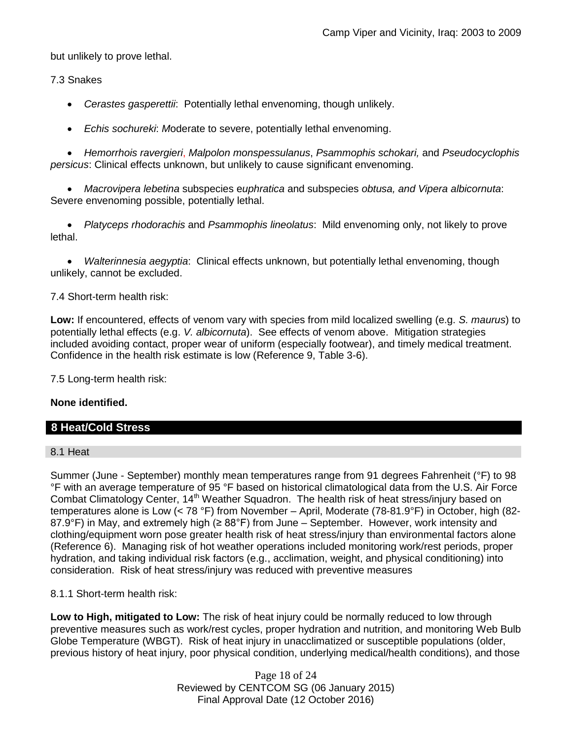but unlikely to prove lethal.

7.3 Snakes

- *Cerastes gasperettii*: Potentially lethal envenoming, though unlikely.
- *Echis sochureki*: *M*oderate to severe, potentially lethal envenoming.
- *Hemorrhois ravergieri*, *Malpolon monspessulanus*, *Psammophis schokari,* and *Pseudocyclophis persicus*: Clinical effects unknown, but unlikely to cause significant envenoming.
- *Macrovipera lebetina* subspecies e*uphratica* and subspecies *obtusa, and Vipera albicornuta*: Severe envenoming possible, potentially lethal.
- *Platyceps rhodorachis* and *Psammophis lineolatus*: Mild envenoming only, not likely to prove lethal.
- *Walterinnesia aegyptia*: Clinical effects unknown, but potentially lethal envenoming, though unlikely, cannot be excluded.

7.4 Short-term health risk:

**Low:** If encountered, effects of venom vary with species from mild localized swelling (e.g. *S. maurus*) to potentially lethal effects (e.g. *V. albicornuta*). See effects of venom above. Mitigation strategies included avoiding contact, proper wear of uniform (especially footwear), and timely medical treatment. Confidence in the health risk estimate is low (Reference 9, Table 3-6).

7.5 Long-term health risk:

**None identified.**

## 8 Heat/Cold Stress

### 8.1 Heat

Summer (June - September) monthly mean temperatures range from 91 degrees Fahrenheit (°F) to 98 °F with an average temperature of 95 °F based on historical climatological data from the U.S. Air Force Combat Climatology Center, 14th Weather Squadron. The health risk of heat stress/injury based on temperatures alone is Low (< 78 °F) from November – April, Moderate (78-81.9°F) in October, high (82-87.9°F) in May, and extremely high (≥ 88°F) from June – September. However, work intensity and clothing/equipment worn pose greater health risk of heat stress/injury than environmental factors alone (Reference 6). Managing risk of hot weather operations included monitoring work/rest periods, proper hydration, and taking individual risk factors (e.g., acclimation, weight, and physical conditioning) into consideration. Risk of heat stress/injury was reduced with preventive measures

8.1.1 Short-term health risk:

**Low to High, mitigated to Low:** The risk of heat injury could be normally reduced to low through preventive measures such as work/rest cycles, proper hydration and nutrition, and monitoring Web Bulb Globe Temperature (WBGT). Risk of heat injury in unacclimatized or susceptible populations (older, previous history of heat injury, poor physical condition, underlying medical/health conditions), and those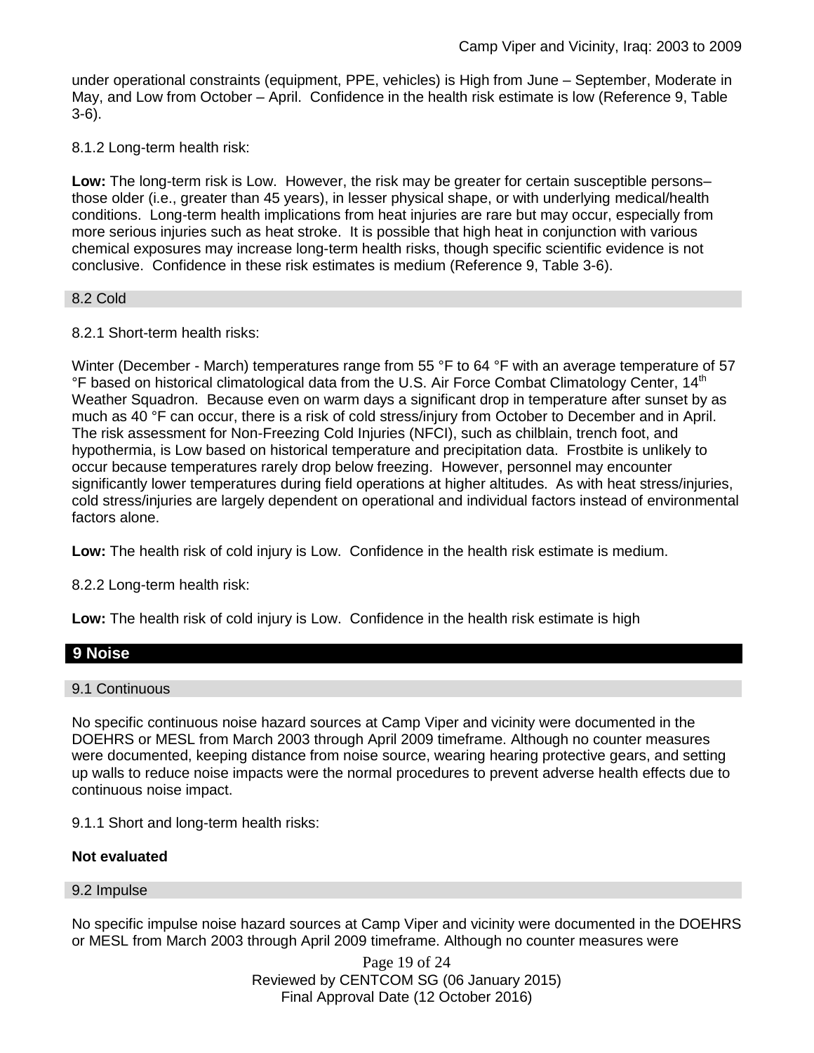under operational constraints (equipment, PPE, vehicles) is High from June – September, Moderate in May, and Low from October – April. Confidence in the health risk estimate is low (Reference 9, Table 3-6).

8.1.2 Long-term health risk:

**Low:** The long-term risk is Low. However, the risk may be greater for certain susceptible persons– those older (i.e., greater than 45 years), in lesser physical shape, or with underlying medical/health conditions. Long-term health implications from heat injuries are rare but may occur, especially from more serious injuries such as heat stroke. It is possible that high heat in conjunction with various chemical exposures may increase long-term health risks, though specific scientific evidence is not conclusive. Confidence in these risk estimates is medium (Reference 9, Table 3-6).

### 8.2 Cold

8.2.1 Short-term health risks:

Winter (December - March) temperatures range from 55 °F to 64 °F with an average temperature of 57 °F based on historical climatological data from the U.S. Air Force Combat Climatology Center, 14th Weather Squadron. Because even on warm days a significant drop in temperature after sunset by as much as 40 °F can occur, there is a risk of cold stress/injury from October to December and in April. The risk assessment for Non-Freezing Cold Injuries (NFCI), such as chilblain, trench foot, and hypothermia, is Low based on historical temperature and precipitation data. Frostbite is unlikely to occur because temperatures rarely drop below freezing. However, personnel may encounter significantly lower temperatures during field operations at higher altitudes. As with heat stress/injuries, cold stress/injuries are largely dependent on operational and individual factors instead of environmental factors alone.

**Low:** The health risk of cold injury is Low. Confidence in the health risk estimate is medium.

8.2.2 Long-term health risk:

**Low:** The health risk of cold injury is Low. Confidence in the health risk estimate is high

## 9 Noise

### 9.1 Continuous

No specific continuous noise hazard sources at Camp Viper and vicinity were documented in the DOEHRS or MESL from March 2003 through April 2009 timeframe. Although no counter measures were documented, keeping distance from noise source, wearing hearing protective gears, and setting up walls to reduce noise impacts were the normal procedures to prevent adverse health effects due to continuous noise impact.

9.1.1 Short and long-term health risks:

**Not evaluated**

### 9.2 Impulse

No specific impulse noise hazard sources at Camp Viper and vicinity were documented in the DOEHRS or MESL from March 2003 through April 2009 timeframe. Although no counter measures were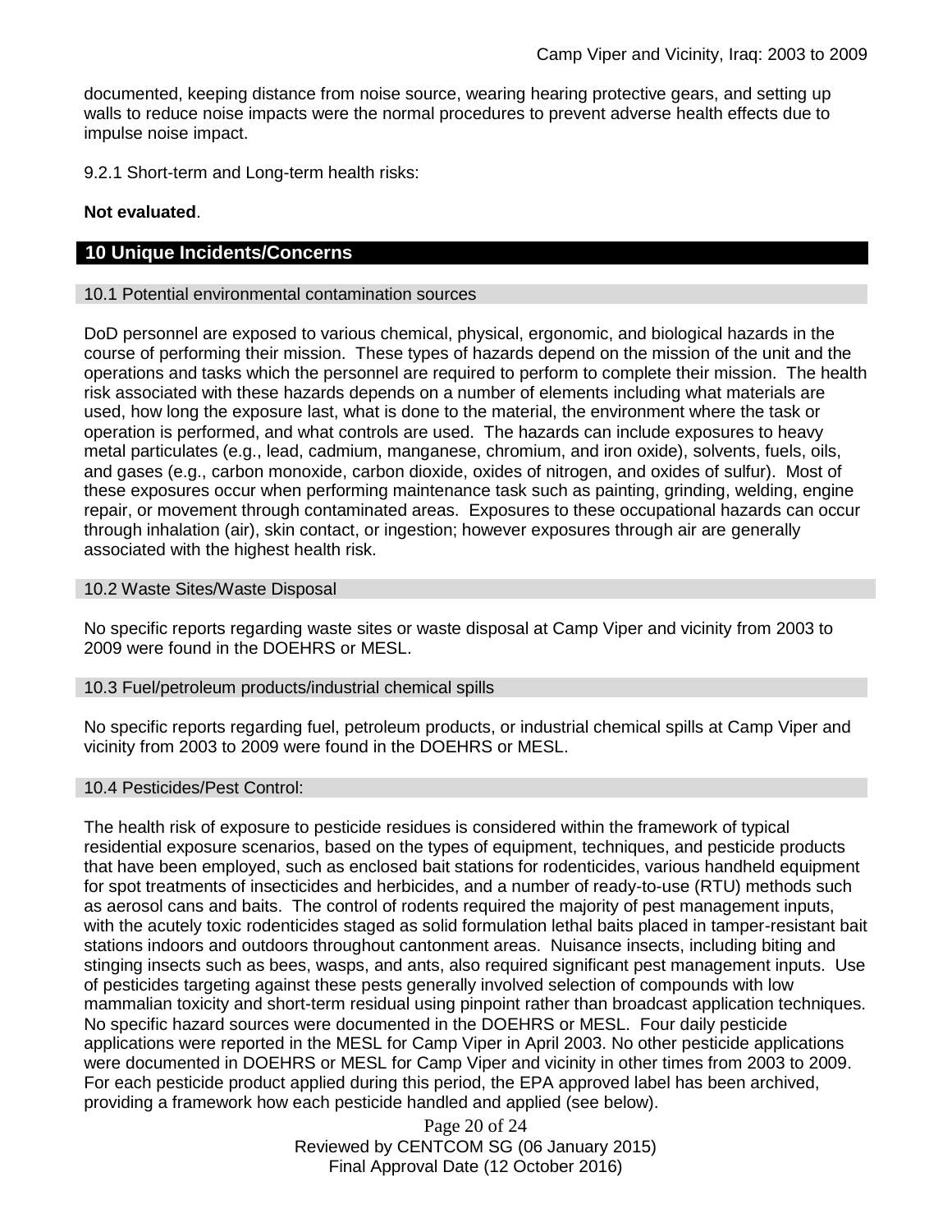documented, keeping distance from noise source, wearing hearing protective gears, and setting up walls to reduce noise impacts were the normal procedures to prevent adverse health effects due to impulse noise impact.

9.2.1 Short-term and Long-term health risks:

**Not evaluated**.

## 10 Unique Incidents/Concerns

### 10.1 Potential environmental contamination sources

DoD personnel are exposed to various chemical, physical, ergonomic, and biological hazards in the course of performing their mission. These types of hazards depend on the mission of the unit and the operations and tasks which the personnel are required to perform to complete their mission. The health risk associated with these hazards depends on a number of elements including what materials are used, how long the exposure last, what is done to the material, the environment where the task or operation is performed, and what controls are used. The hazards can include exposures to heavy metal particulates (e.g., lead, cadmium, manganese, chromium, and iron oxide), solvents, fuels, oils, and gases (e.g., carbon monoxide, carbon dioxide, oxides of nitrogen, and oxides of sulfur). Most of these exposures occur when performing maintenance task such as painting, grinding, welding, engine repair, or movement through contaminated areas. Exposures to these occupational hazards can occur through inhalation (air), skin contact, or ingestion; however exposures through air are generally associated with the highest health risk.

### 10.2 Waste Sites/Waste Disposal

No specific reports regarding waste sites or waste disposal at Camp Viper and vicinity from 2003 to 2009 were found in the DOEHRS or MESL.

### 10.3 Fuel/petroleum products/industrial chemical spills

No specific reports regarding fuel, petroleum products, or industrial chemical spills at Camp Viper and vicinity from 2003 to 2009 were found in the DOEHRS or MESL.

### 10.4 Pesticides/Pest Control:

The health risk of exposure to pesticide residues is considered within the framework of typical residential exposure scenarios, based on the types of equipment, techniques, and pesticide products that have been employed, such as enclosed bait stations for rodenticides, various handheld equipment for spot treatments of insecticides and herbicides, and a number of ready-to-use (RTU) methods such as aerosol cans and baits. The control of rodents required the majority of pest management inputs, with the acutely toxic rodenticides staged as solid formulation lethal baits placed in tamper-resistant bait stations indoors and outdoors throughout cantonment areas. Nuisance insects, including biting and stinging insects such as bees, wasps, and ants, also required significant pest management inputs. Use of pesticides targeting against these pests generally involved selection of compounds with low mammalian toxicity and short-term residual using pinpoint rather than broadcast application techniques. No specific hazard sources were documented in the DOEHRS or MESL. Four daily pesticide applications were reported in the MESL for Camp Viper in April 2003. No other pesticide applications were documented in DOEHRS or MESL for Camp Viper and vicinity in other times from 2003 to 2009. For each pesticide product applied during this period, the EPA approved label has been archived, providing a framework how each pesticide handled and applied (see below).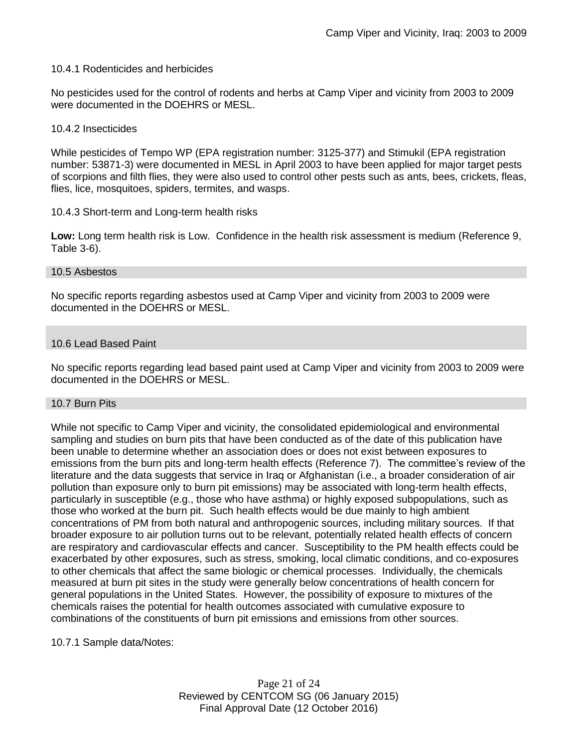#### 10.4.1 Rodenticides and herbicides

No pesticides used for the control of rodents and herbs at Camp Viper and vicinity from 2003 to 2009 were documented in the DOEHRS or MESL.

#### 10.4.2 Insecticides

While pesticides of Tempo WP (EPA registration number: 3125-377) and Stimukil (EPA registration number: 53871-3) were documented in MESL in April 2003 to have been applied for major target pests of scorpions and filth flies, they were also used to control other pests such as ants, bees, crickets, fleas, flies, lice, mosquitoes, spiders, termites, and wasps.

#### 10.4.3 Short-term and Long-term health risks

**Low:** Long term health risk is Low. Confidence in the health risk assessment is medium (Reference 9, Table 3-6).

### 10.5 Asbestos

No specific reports regarding asbestos used at Camp Viper and vicinity from 2003 to 2009 were documented in the DOEHRS or MESL.

### 10.6 Lead Based Paint

No specific reports regarding lead based paint used at Camp Viper and vicinity from 2003 to 2009 were documented in the DOEHRS or MESL.

### 10.7 Burn Pits

While not specific to Camp Viper and vicinity, the consolidated epidemiological and environmental sampling and studies on burn pits that have been conducted as of the date of this publication have been unable to determine whether an association does or does not exist between exposures to emissions from the burn pits and long-term health effects (Reference 7). The committee's review of the literature and the data suggests that service in Iraq or Afghanistan (i.e., a broader consideration of air pollution than exposure only to burn pit emissions) may be associated with long-term health effects, particularly in susceptible (e.g., those who have asthma) or highly exposed subpopulations, such as those who worked at the burn pit. Such health effects would be due mainly to high ambient concentrations of PM from both natural and anthropogenic sources, including military sources. If that broader exposure to air pollution turns out to be relevant, potentially related health effects of concern are respiratory and cardiovascular effects and cancer. Susceptibility to the PM health effects could be exacerbated by other exposures, such as stress, smoking, local climatic conditions, and co-exposures to other chemicals that affect the same biologic or chemical processes. Individually, the chemicals measured at burn pit sites in the study were generally below concentrations of health concern for general populations in the United States. However, the possibility of exposure to mixtures of the chemicals raises the potential for health outcomes associated with cumulative exposure to combinations of the constituents of burn pit emissions and emissions from other sources.

#### 10.7.1 Sample data/Notes: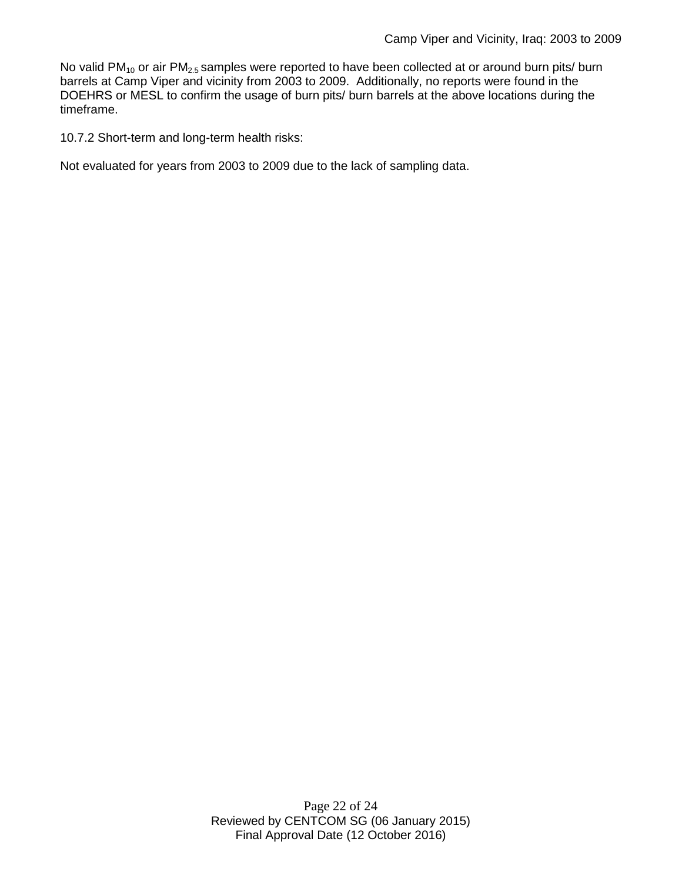No valid $PM_{10}$ or air $PM_{2.5}$ samples were reported to have been collected at or around burn pits/ burn barrels at Camp Viper and vicinity from 2003 to 2009. Additionally, no reports were found in the DOEHRS or MESL to confirm the usage of burn pits/ burn barrels at the above locations during the timeframe.

10.7.2 Short-term and long-term health risks:

Not evaluated for years from 2003 to 2009 due to the lack of sampling data.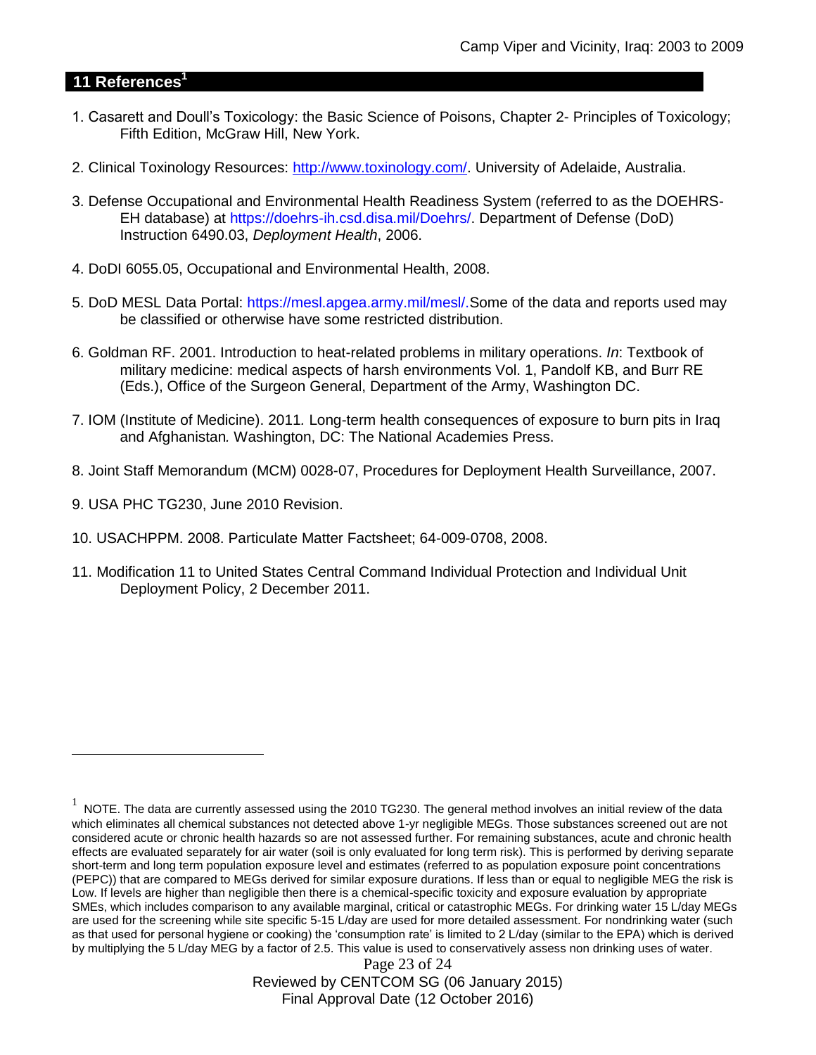## 11 References[1]

1. Casarett and Doull's Toxicology: the Basic Science of Poisons, Chapter 2- Principles of Toxicology; Fifth Edition, McGraw Hill, New York.

2. Clinical Toxinology Resources: http://www.toxinology.com/. University of Adelaide, Australia.

3. Defense Occupational and Environmental Health Readiness System (referred to as the DOEHRS-EH database) at https://doehrs-ih.csd.disa.mil/Doehrs/. Department of Defense (DoD) Instruction 6490.03, *Deployment Health*, 2006.

4. DoDI 6055.05, Occupational and Environmental Health, 2008.

5. DoD MESL Data Portal: https://mesl.apgea.army.mil/mesl/.Some of the data and reports used may be classified or otherwise have some restricted distribution.

6. Goldman RF. 2001. Introduction to heat-related problems in military operations. *In*: Textbook of military medicine: medical aspects of harsh environments Vol. 1, Pandolf KB, and Burr RE (Eds.), Office of the Surgeon General, Department of the Army, Washington DC.

7. IOM (Institute of Medicine). 2011*.* Long-term health consequences of exposure to burn pits in Iraq and Afghanistan*.* Washington, DC: The National Academies Press.

8. Joint Staff Memorandum (MCM) 0028-07, Procedures for Deployment Health Surveillance, 2007.

9. USA PHC TG230, June 2010 Revision.

10. USACHPPM. 2008. Particulate Matter Factsheet; 64-009-0708, 2008.

11. Modification 11 to United States Central Command Individual Protection and Individual Unit Deployment Policy, 2 December 2011.

---

[1] NOTE. The data are currently assessed using the 2010 TG230. The general method involves an initial review of the data which eliminates all chemical substances not detected above 1-yr negligible MEGs. Those substances screened out are not considered acute or chronic health hazards so are not assessed further. For remaining substances, acute and chronic health effects are evaluated separately for air water (soil is only evaluated for long term risk). This is performed by deriving separate short-term and long term population exposure level and estimates (referred to as population exposure point concentrations (PEPC)) that are compared to MEGs derived for similar exposure durations. If less than or equal to negligible MEG the risk is Low. If levels are higher than negligible then there is a chemical-specific toxicity and exposure evaluation by appropriate SMEs, which includes comparison to any available marginal, critical or catastrophic MEGs. For drinking water 15 L/day MEGs are used for the screening while site specific 5-15 L/day are used for more detailed assessment. For nondrinking water (such as that used for personal hygiene or cooking) the 'consumption rate' is limited to 2 L/day (similar to the EPA) which is derived by multiplying the 5 L/day MEG by a factor of 2.5. This value is used to conservatively assess non drinking uses of water.

Reviewed by CENTCOM SG (06 January 2015)
Final Approval Date (12 October 2016)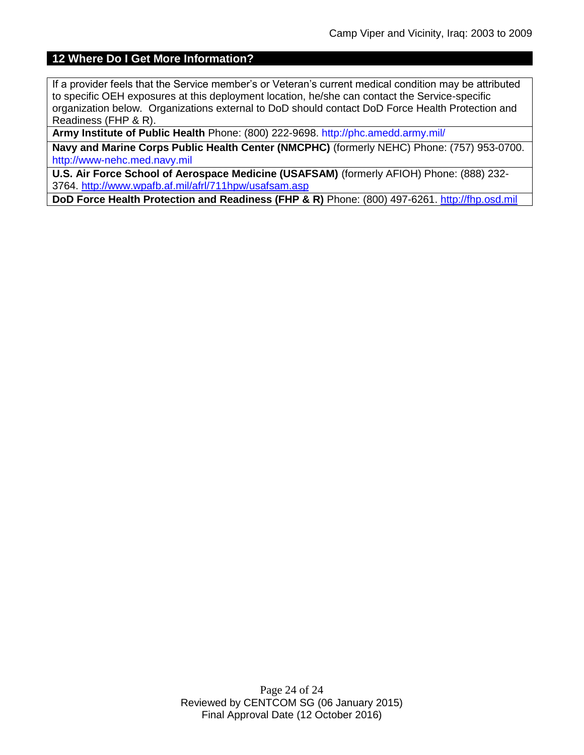## 12 Where Do I Get More Information?

| |
|---|
| If a provider feels that the Service member's or Veteran's current medical condition may be attributed to specific OEH exposures at this deployment location, he/she can contact the Service-specific organization below. Organizations external to DoD should contact DoD Force Health Protection and Readiness (FHP & R). |
| **Army Institute of Public Health** Phone: (800) 222-9698. http://phc.amedd.army.mil/ |
| **Navy and Marine Corps Public Health Center (NMCPHC)** (formerly NEHC) Phone: (757) 953-0700. http://www-nehc.med.navy.mil |
| **U.S. Air Force School of Aerospace Medicine (USAFSAM)** (formerly AFIOH) Phone: (888) 232-3764. http://www.wpafb.af.mil/afrl/711hpw/usafsam.asp |
| **DoD Force Health Protection and Readiness (FHP & R)** Phone: (800) 497-6261. http://fhp.osd.mil |

Reviewed by CENTCOM SG (06 January 2015)
Final Approval Date (12 October 2016)